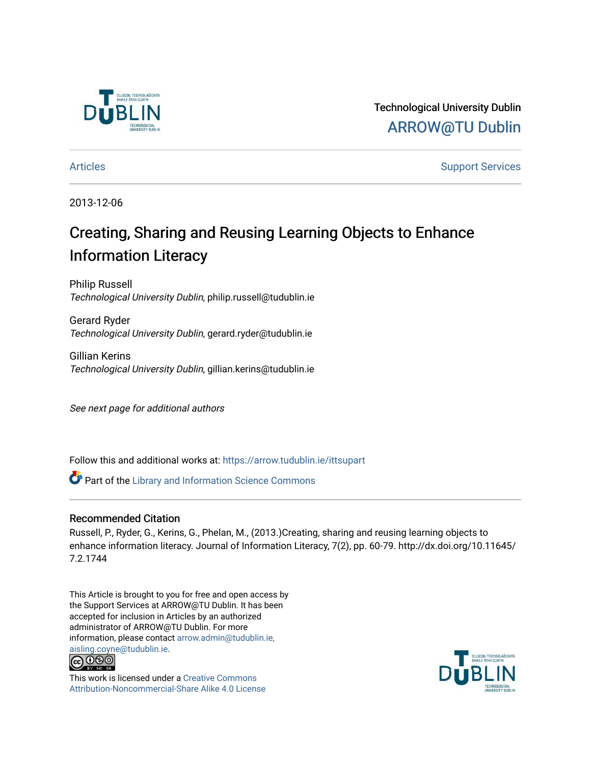Technological University Dublin

ARROW@TU Dublin

Articles | Support Services

2013-12-06

# Creating, Sharing and Reusing Learning Objects to Enhance Information Literacy

Philip Russell
*Technological University Dublin*, philip.russell@tudublin.ie

Gerard Ryder
*Technological University Dublin*, gerard.ryder@tudublin.ie

Gillian Kerins
*Technological University Dublin*, gillian.kerins@tudublin.ie

*See next page for additional authors*

Follow this and additional works at: https://arrow.tudublin.ie/ittsupart

Part of the Library and Information Science Commons

## Recommended Citation

Russell, P., Ryder, G., Kerins, G., Phelan, M., (2013.)Creating, sharing and reusing learning objects to enhance information literacy. Journal of Information Literacy, 7(2), pp. 60-79. http://dx.doi.org/10.11645/7.2.1744

This Article is brought to you for free and open access by the Support Services at ARROW@TU Dublin. It has been accepted for inclusion in Articles by an authorized administrator of ARROW@TU Dublin. For more information, please contact arrow.admin@tudublin.ie, aisling.coyne@tudublin.ie.

This work is licensed under a Creative Commons Attribution-Noncommercial-Share Alike 4.0 License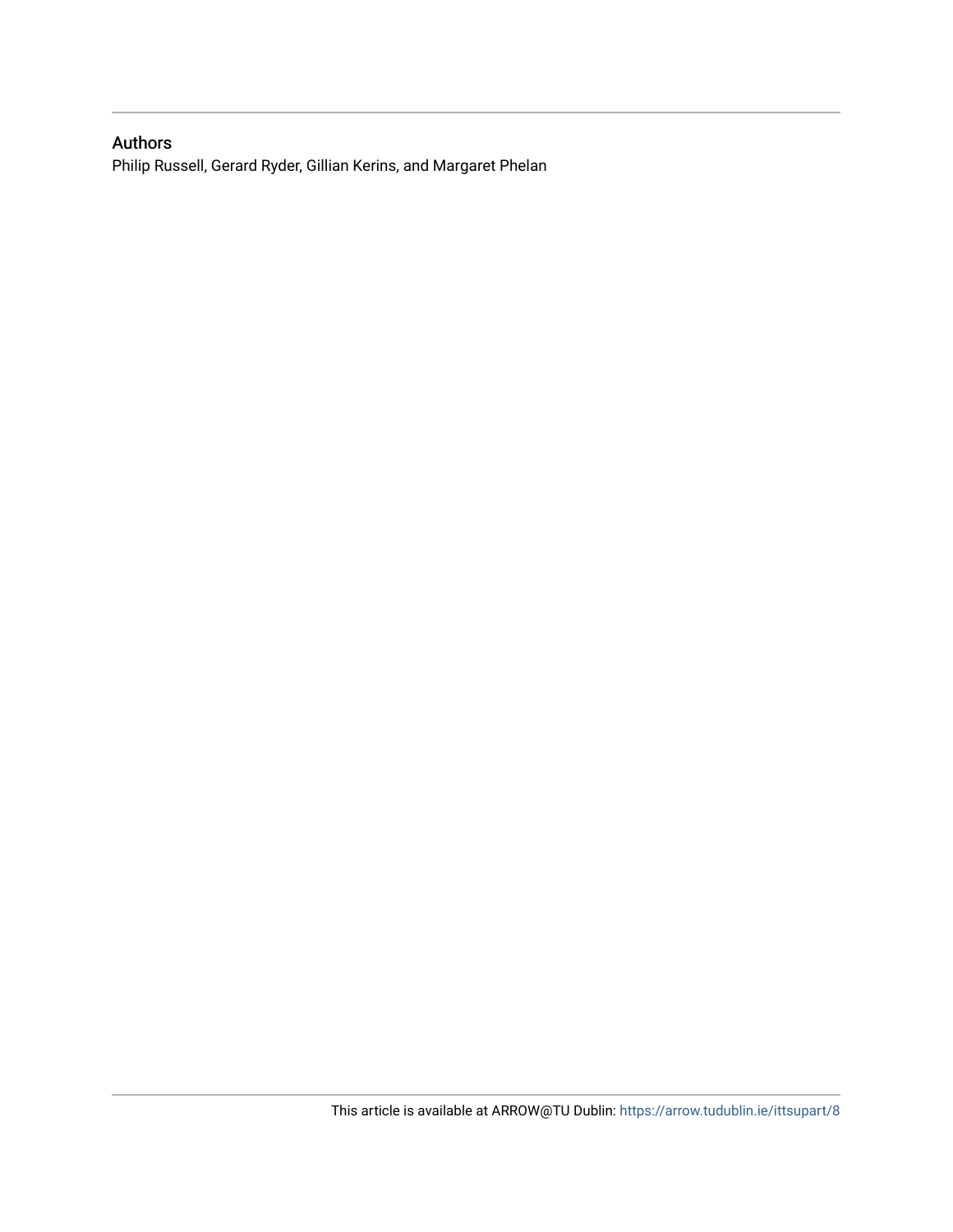## Authors

Philip Russell, Gerard Ryder, Gillian Kerins, and Margaret Phelan

This article is available at ARROW@TU Dublin: https://arrow.tudublin.ie/ittsupart/8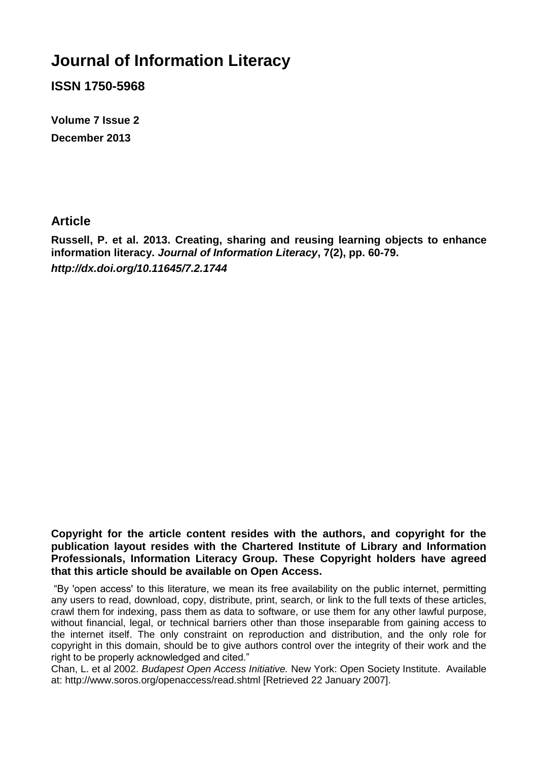# Journal of Information Literacy

**ISSN 1750-5968**

**Volume 7 Issue 2**

**December 2013**

## Article

**Russell, P. et al. 2013. Creating, sharing and reusing learning objects to enhance information literacy. *Journal of Information Literacy*, 7(2), pp. 60-79.**

***http://dx.doi.org/10.11645/7.2.1744***

**Copyright for the article content resides with the authors, and copyright for the publication layout resides with the Chartered Institute of Library and Information Professionals, Information Literacy Group. These Copyright holders have agreed that this article should be available on Open Access.**

"By 'open access' to this literature, we mean its free availability on the public internet, permitting any users to read, download, copy, distribute, print, search, or link to the full texts of these articles, crawl them for indexing, pass them as data to software, or use them for any other lawful purpose, without financial, legal, or technical barriers other than those inseparable from gaining access to the internet itself. The only constraint on reproduction and distribution, and the only role for copyright in this domain, should be to give authors control over the integrity of their work and the right to be properly acknowledged and cited."

Chan, L. et al 2002. *Budapest Open Access Initiative.* New York: Open Society Institute. Available at: http://www.soros.org/openaccess/read.shtml [Retrieved 22 January 2007].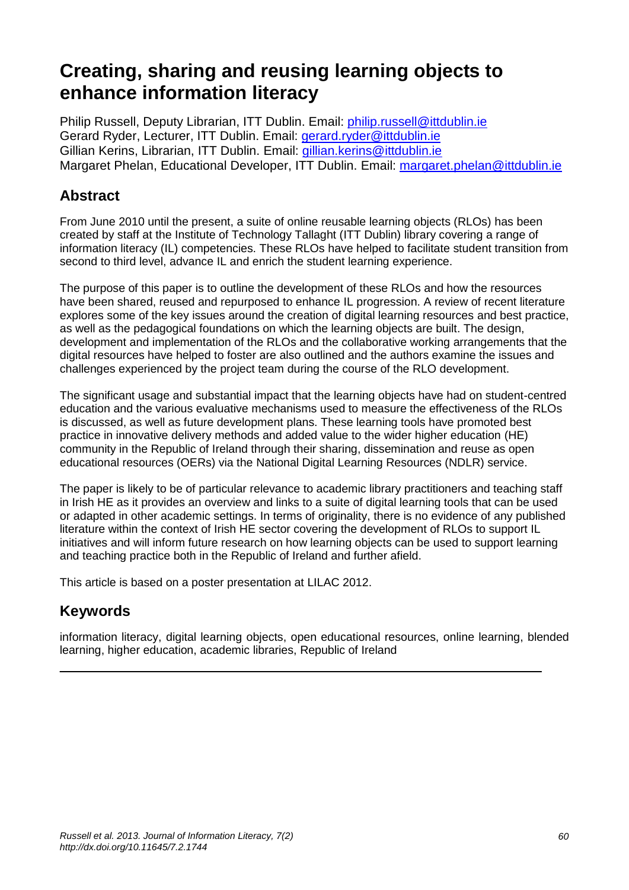# Creating, sharing and reusing learning objects to enhance information literacy

Philip Russell, Deputy Librarian, ITT Dublin. Email: philip.russell@ittdublin.ie
Gerard Ryder, Lecturer, ITT Dublin. Email: gerard.ryder@ittdublin.ie
Gillian Kerins, Librarian, ITT Dublin. Email: gillian.kerins@ittdublin.ie
Margaret Phelan, Educational Developer, ITT Dublin. Email: margaret.phelan@ittdublin.ie

## Abstract

From June 2010 until the present, a suite of online reusable learning objects (RLOs) has been created by staff at the Institute of Technology Tallaght (ITT Dublin) library covering a range of information literacy (IL) competencies. These RLOs have helped to facilitate student transition from second to third level, advance IL and enrich the student learning experience.

The purpose of this paper is to outline the development of these RLOs and how the resources have been shared, reused and repurposed to enhance IL progression. A review of recent literature explores some of the key issues around the creation of digital learning resources and best practice, as well as the pedagogical foundations on which the learning objects are built. The design, development and implementation of the RLOs and the collaborative working arrangements that the digital resources have helped to foster are also outlined and the authors examine the issues and challenges experienced by the project team during the course of the RLO development.

The significant usage and substantial impact that the learning objects have had on student-centred education and the various evaluative mechanisms used to measure the effectiveness of the RLOs is discussed, as well as future development plans. These learning tools have promoted best practice in innovative delivery methods and added value to the wider higher education (HE) community in the Republic of Ireland through their sharing, dissemination and reuse as open educational resources (OERs) via the National Digital Learning Resources (NDLR) service.

The paper is likely to be of particular relevance to academic library practitioners and teaching staff in Irish HE as it provides an overview and links to a suite of digital learning tools that can be used or adapted in other academic settings. In terms of originality, there is no evidence of any published literature within the context of Irish HE sector covering the development of RLOs to support IL initiatives and will inform future research on how learning objects can be used to support learning and teaching practice both in the Republic of Ireland and further afield.

This article is based on a poster presentation at LILAC 2012.

## Keywords

information literacy, digital learning objects, open educational resources, online learning, blended learning, higher education, academic libraries, Republic of Ireland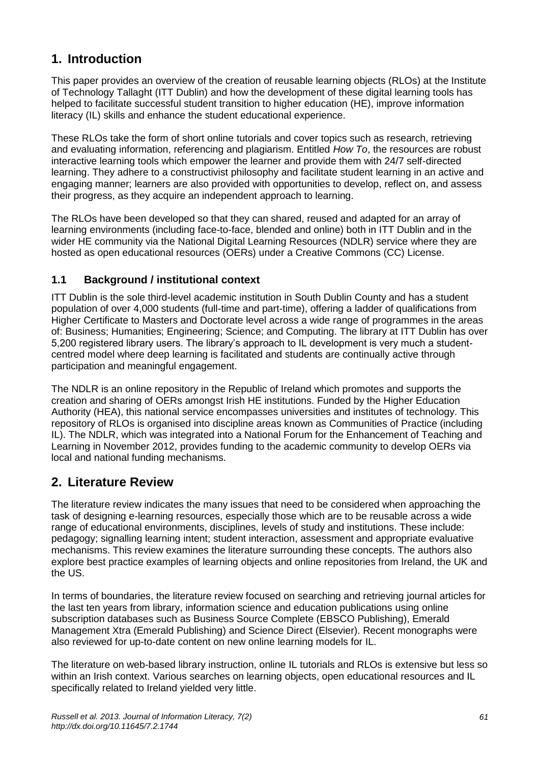# 1. Introduction

This paper provides an overview of the creation of reusable learning objects (RLOs) at the Institute of Technology Tallaght (ITT Dublin) and how the development of these digital learning tools has helped to facilitate successful student transition to higher education (HE), improve information literacy (IL) skills and enhance the student educational experience.

These RLOs take the form of short online tutorials and cover topics such as research, retrieving and evaluating information, referencing and plagiarism. Entitled *How To*, the resources are robust interactive learning tools which empower the learner and provide them with 24/7 self-directed learning. They adhere to a constructivist philosophy and facilitate student learning in an active and engaging manner; learners are also provided with opportunities to develop, reflect on, and assess their progress, as they acquire an independent approach to learning.

The RLOs have been developed so that they can shared, reused and adapted for an array of learning environments (including face-to-face, blended and online) both in ITT Dublin and in the wider HE community via the National Digital Learning Resources (NDLR) service where they are hosted as open educational resources (OERs) under a Creative Commons (CC) License.

## 1.1 Background / institutional context

ITT Dublin is the sole third-level academic institution in South Dublin County and has a student population of over 4,000 students (full-time and part-time), offering a ladder of qualifications from Higher Certificate to Masters and Doctorate level across a wide range of programmes in the areas of: Business; Humanities; Engineering; Science; and Computing. The library at ITT Dublin has over 5,200 registered library users. The library's approach to IL development is very much a student-centred model where deep learning is facilitated and students are continually active through participation and meaningful engagement.

The NDLR is an online repository in the Republic of Ireland which promotes and supports the creation and sharing of OERs amongst Irish HE institutions. Funded by the Higher Education Authority (HEA), this national service encompasses universities and institutes of technology. This repository of RLOs is organised into discipline areas known as Communities of Practice (including IL). The NDLR, which was integrated into a National Forum for the Enhancement of Teaching and Learning in November 2012, provides funding to the academic community to develop OERs via local and national funding mechanisms.

# 2. Literature Review

The literature review indicates the many issues that need to be considered when approaching the task of designing e-learning resources, especially those which are to be reusable across a wide range of educational environments, disciplines, levels of study and institutions. These include: pedagogy; signalling learning intent; student interaction, assessment and appropriate evaluative mechanisms. This review examines the literature surrounding these concepts. The authors also explore best practice examples of learning objects and online repositories from Ireland, the UK and the US.

In terms of boundaries, the literature review focused on searching and retrieving journal articles for the last ten years from library, information science and education publications using online subscription databases such as Business Source Complete (EBSCO Publishing), Emerald Management Xtra (Emerald Publishing) and Science Direct (Elsevier). Recent monographs were also reviewed for up-to-date content on new online learning models for IL.

The literature on web-based library instruction, online IL tutorials and RLOs is extensive but less so within an Irish context. Various searches on learning objects, open educational resources and IL specifically related to Ireland yielded very little.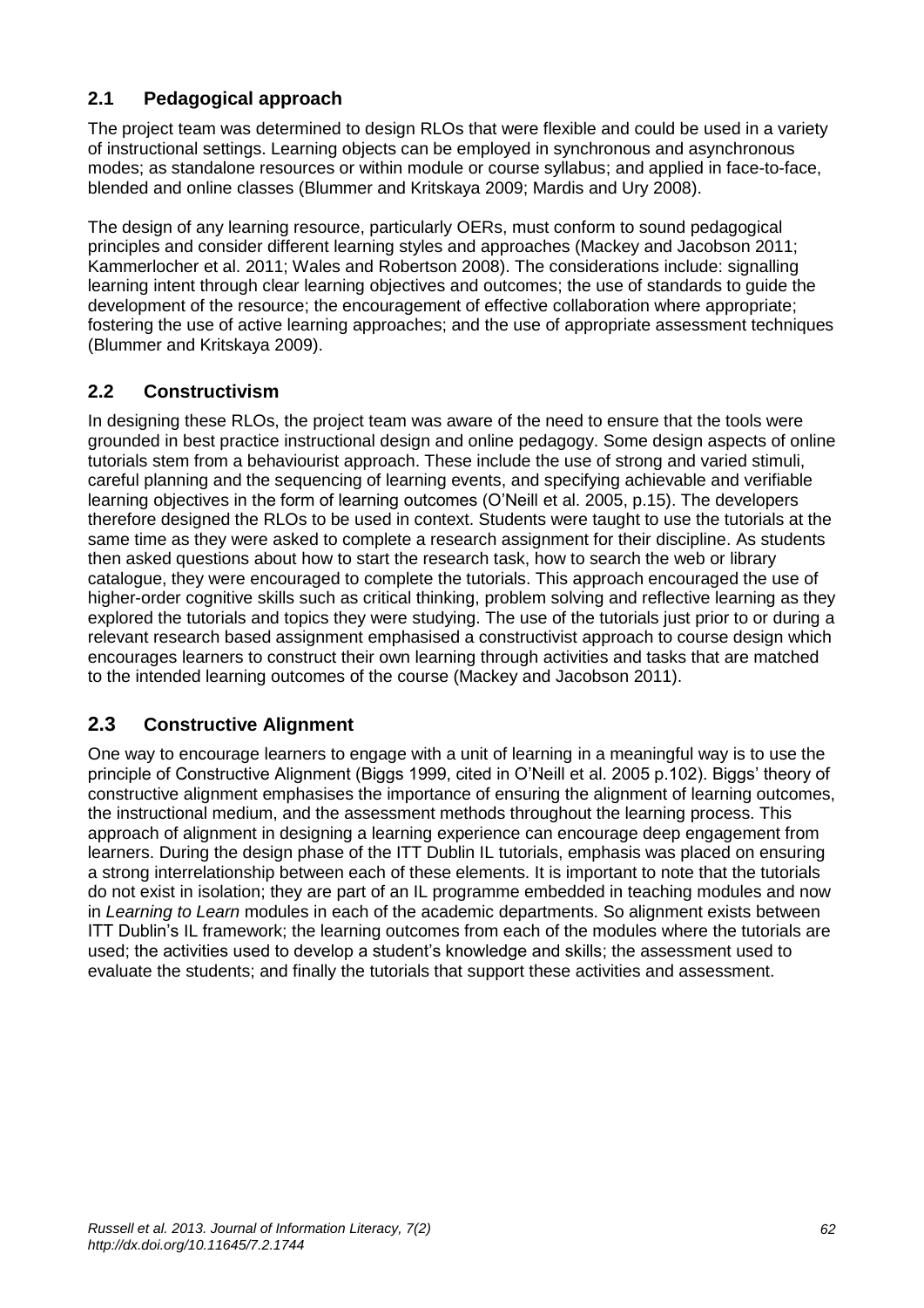## 2.1 Pedagogical approach

The project team was determined to design RLOs that were flexible and could be used in a variety of instructional settings. Learning objects can be employed in synchronous and asynchronous modes; as standalone resources or within module or course syllabus; and applied in face-to-face, blended and online classes (Blummer and Kritskaya 2009; Mardis and Ury 2008).

The design of any learning resource, particularly OERs, must conform to sound pedagogical principles and consider different learning styles and approaches (Mackey and Jacobson 2011; Kammerlocher et al. 2011; Wales and Robertson 2008). The considerations include: signalling learning intent through clear learning objectives and outcomes; the use of standards to guide the development of the resource; the encouragement of effective collaboration where appropriate; fostering the use of active learning approaches; and the use of appropriate assessment techniques (Blummer and Kritskaya 2009).

## 2.2 Constructivism

In designing these RLOs, the project team was aware of the need to ensure that the tools were grounded in best practice instructional design and online pedagogy. Some design aspects of online tutorials stem from a behaviourist approach. These include the use of strong and varied stimuli, careful planning and the sequencing of learning events, and specifying achievable and verifiable learning objectives in the form of learning outcomes (O'Neill et al. 2005, p.15). The developers therefore designed the RLOs to be used in context. Students were taught to use the tutorials at the same time as they were asked to complete a research assignment for their discipline. As students then asked questions about how to start the research task, how to search the web or library catalogue, they were encouraged to complete the tutorials. This approach encouraged the use of higher-order cognitive skills such as critical thinking, problem solving and reflective learning as they explored the tutorials and topics they were studying. The use of the tutorials just prior to or during a relevant research based assignment emphasised a constructivist approach to course design which encourages learners to construct their own learning through activities and tasks that are matched to the intended learning outcomes of the course (Mackey and Jacobson 2011).

## 2.3 Constructive Alignment

One way to encourage learners to engage with a unit of learning in a meaningful way is to use the principle of Constructive Alignment (Biggs 1999, cited in O'Neill et al. 2005 p.102). Biggs' theory of constructive alignment emphasises the importance of ensuring the alignment of learning outcomes, the instructional medium, and the assessment methods throughout the learning process. This approach of alignment in designing a learning experience can encourage deep engagement from learners. During the design phase of the ITT Dublin IL tutorials, emphasis was placed on ensuring a strong interrelationship between each of these elements. It is important to note that the tutorials do not exist in isolation; they are part of an IL programme embedded in teaching modules and now in *Learning to Learn* modules in each of the academic departments. So alignment exists between ITT Dublin's IL framework; the learning outcomes from each of the modules where the tutorials are used; the activities used to develop a student's knowledge and skills; the assessment used to evaluate the students; and finally the tutorials that support these activities and assessment.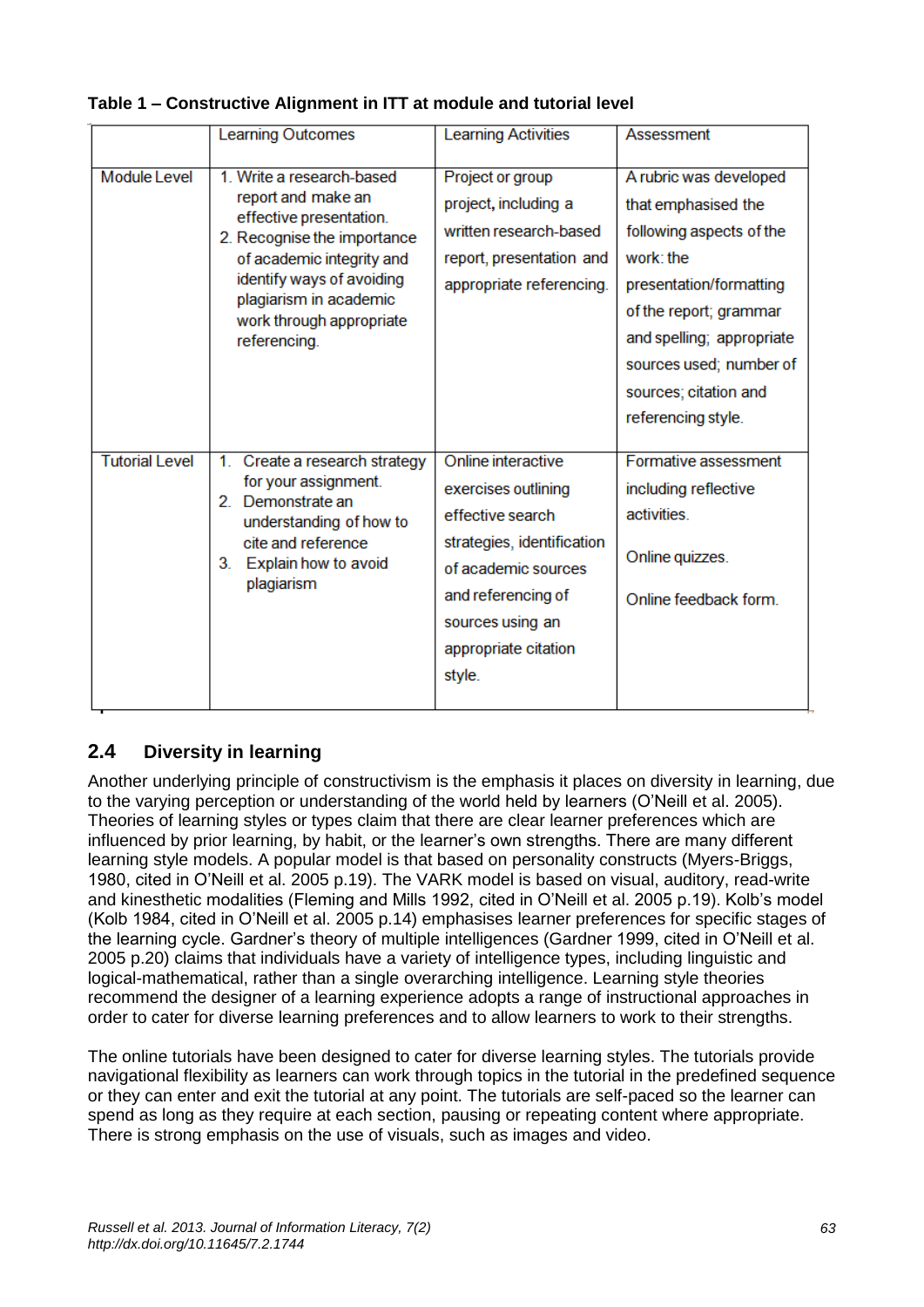**Table 1 – Constructive Alignment in ITT at module and tutorial level**

| | Learning Outcomes | Learning Activities | Assessment |
|---|---|---|---|
| Module Level | 1. Write a research-based report and make an effective presentation. 2. Recognise the importance of academic integrity and identify ways of avoiding plagiarism in academic work through appropriate referencing. | Project or group project, including a written research-based report, presentation and appropriate referencing. | A rubric was developed that emphasised the following aspects of the work: the presentation/formatting of the report; grammar and spelling; appropriate sources used; number of sources; citation and referencing style. |
| Tutorial Level | 1. Create a research strategy for your assignment. 2. Demonstrate an understanding of how to cite and reference 3. Explain how to avoid plagiarism | Online interactive exercises outlining effective search strategies, identification of academic sources and referencing of sources using an appropriate citation style. | Formative assessment including reflective activities. Online quizzes. Online feedback form. |

## 2.4 Diversity in learning

Another underlying principle of constructivism is the emphasis it places on diversity in learning, due to the varying perception or understanding of the world held by learners (O'Neill et al. 2005). Theories of learning styles or types claim that there are clear learner preferences which are influenced by prior learning, by habit, or the learner's own strengths. There are many different learning style models. A popular model is that based on personality constructs (Myers-Briggs, 1980, cited in O'Neill et al. 2005 p.19). The VARK model is based on visual, auditory, read-write and kinesthetic modalities (Fleming and Mills 1992, cited in O'Neill et al. 2005 p.19). Kolb's model (Kolb 1984, cited in O'Neill et al. 2005 p.14) emphasises learner preferences for specific stages of the learning cycle. Gardner's theory of multiple intelligences (Gardner 1999, cited in O'Neill et al. 2005 p.20) claims that individuals have a variety of intelligence types, including linguistic and logical-mathematical, rather than a single overarching intelligence. Learning style theories recommend the designer of a learning experience adopts a range of instructional approaches in order to cater for diverse learning preferences and to allow learners to work to their strengths.

The online tutorials have been designed to cater for diverse learning styles. The tutorials provide navigational flexibility as learners can work through topics in the tutorial in the predefined sequence or they can enter and exit the tutorial at any point. The tutorials are self-paced so the learner can spend as long as they require at each section, pausing or repeating content where appropriate. There is strong emphasis on the use of visuals, such as images and video.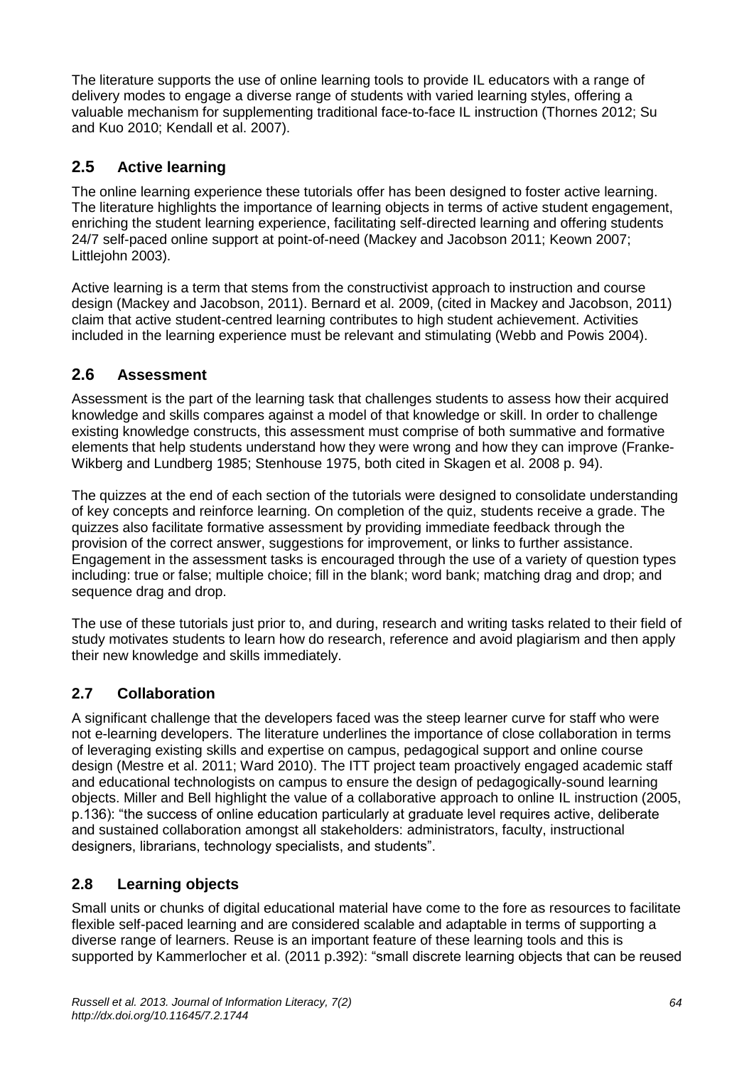The literature supports the use of online learning tools to provide IL educators with a range of delivery modes to engage a diverse range of students with varied learning styles, offering a valuable mechanism for supplementing traditional face-to-face IL instruction (Thornes 2012; Su and Kuo 2010; Kendall et al. 2007).

## 2.5 Active learning

The online learning experience these tutorials offer has been designed to foster active learning. The literature highlights the importance of learning objects in terms of active student engagement, enriching the student learning experience, facilitating self-directed learning and offering students 24/7 self-paced online support at point-of-need (Mackey and Jacobson 2011; Keown 2007; Littlejohn 2003).

Active learning is a term that stems from the constructivist approach to instruction and course design (Mackey and Jacobson, 2011). Bernard et al. 2009, (cited in Mackey and Jacobson, 2011) claim that active student-centred learning contributes to high student achievement. Activities included in the learning experience must be relevant and stimulating (Webb and Powis 2004).

## 2.6 Assessment

Assessment is the part of the learning task that challenges students to assess how their acquired knowledge and skills compares against a model of that knowledge or skill. In order to challenge existing knowledge constructs, this assessment must comprise of both summative and formative elements that help students understand how they were wrong and how they can improve (Franke-Wikberg and Lundberg 1985; Stenhouse 1975, both cited in Skagen et al. 2008 p. 94).

The quizzes at the end of each section of the tutorials were designed to consolidate understanding of key concepts and reinforce learning. On completion of the quiz, students receive a grade. The quizzes also facilitate formative assessment by providing immediate feedback through the provision of the correct answer, suggestions for improvement, or links to further assistance. Engagement in the assessment tasks is encouraged through the use of a variety of question types including: true or false; multiple choice; fill in the blank; word bank; matching drag and drop; and sequence drag and drop.

The use of these tutorials just prior to, and during, research and writing tasks related to their field of study motivates students to learn how do research, reference and avoid plagiarism and then apply their new knowledge and skills immediately.

## 2.7 Collaboration

A significant challenge that the developers faced was the steep learner curve for staff who were not e-learning developers. The literature underlines the importance of close collaboration in terms of leveraging existing skills and expertise on campus, pedagogical support and online course design (Mestre et al. 2011; Ward 2010). The ITT project team proactively engaged academic staff and educational technologists on campus to ensure the design of pedagogically-sound learning objects. Miller and Bell highlight the value of a collaborative approach to online IL instruction (2005, p.136): "the success of online education particularly at graduate level requires active, deliberate and sustained collaboration amongst all stakeholders: administrators, faculty, instructional designers, librarians, technology specialists, and students".

## 2.8 Learning objects

Small units or chunks of digital educational material have come to the fore as resources to facilitate flexible self-paced learning and are considered scalable and adaptable in terms of supporting a diverse range of learners. Reuse is an important feature of these learning tools and this is supported by Kammerlocher et al. (2011 p.392): "small discrete learning objects that can be reused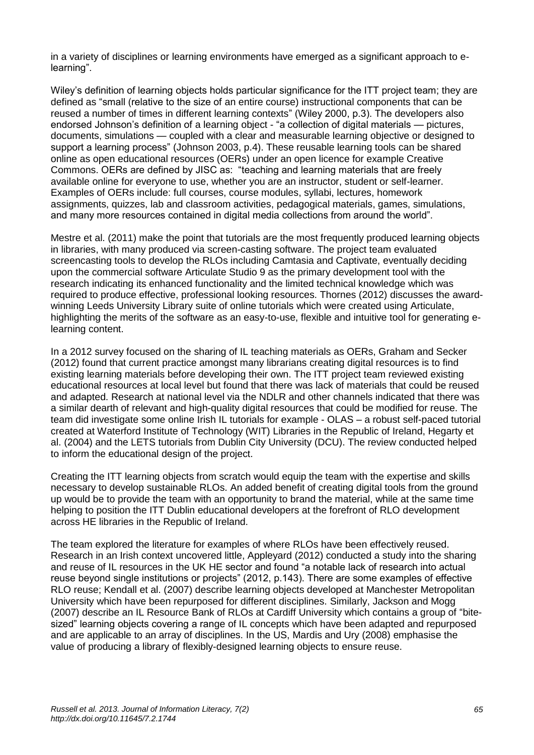in a variety of disciplines or learning environments have emerged as a significant approach to e-learning".

Wiley's definition of learning objects holds particular significance for the ITT project team; they are defined as "small (relative to the size of an entire course) instructional components that can be reused a number of times in different learning contexts" (Wiley 2000, p.3). The developers also endorsed Johnson's definition of a learning object - "a collection of digital materials — pictures, documents, simulations — coupled with a clear and measurable learning objective or designed to support a learning process" (Johnson 2003, p.4). These reusable learning tools can be shared online as open educational resources (OERs) under an open licence for example Creative Commons. OERs are defined by JISC as: "teaching and learning materials that are freely available online for everyone to use, whether you are an instructor, student or self-learner. Examples of OERs include: full courses, course modules, syllabi, lectures, homework assignments, quizzes, lab and classroom activities, pedagogical materials, games, simulations, and many more resources contained in digital media collections from around the world".

Mestre et al. (2011) make the point that tutorials are the most frequently produced learning objects in libraries, with many produced via screen-casting software. The project team evaluated screencasting tools to develop the RLOs including Camtasia and Captivate, eventually deciding upon the commercial software Articulate Studio 9 as the primary development tool with the research indicating its enhanced functionality and the limited technical knowledge which was required to produce effective, professional looking resources. Thornes (2012) discusses the award-winning Leeds University Library suite of online tutorials which were created using Articulate, highlighting the merits of the software as an easy-to-use, flexible and intuitive tool for generating e-learning content.

In a 2012 survey focused on the sharing of IL teaching materials as OERs, Graham and Secker (2012) found that current practice amongst many librarians creating digital resources is to find existing learning materials before developing their own. The ITT project team reviewed existing educational resources at local level but found that there was lack of materials that could be reused and adapted. Research at national level via the NDLR and other channels indicated that there was a similar dearth of relevant and high-quality digital resources that could be modified for reuse. The team did investigate some online Irish IL tutorials for example - OLAS – a robust self-paced tutorial created at Waterford Institute of Technology (WIT) Libraries in the Republic of Ireland, Hegarty et al. (2004) and the LETS tutorials from Dublin City University (DCU). The review conducted helped to inform the educational design of the project.

Creating the ITT learning objects from scratch would equip the team with the expertise and skills necessary to develop sustainable RLOs. An added benefit of creating digital tools from the ground up would be to provide the team with an opportunity to brand the material, while at the same time helping to position the ITT Dublin educational developers at the forefront of RLO development across HE libraries in the Republic of Ireland.

The team explored the literature for examples of where RLOs have been effectively reused. Research in an Irish context uncovered little, Appleyard (2012) conducted a study into the sharing and reuse of IL resources in the UK HE sector and found "a notable lack of research into actual reuse beyond single institutions or projects" (2012, p.143). There are some examples of effective RLO reuse; Kendall et al. (2007) describe learning objects developed at Manchester Metropolitan University which have been repurposed for different disciplines. Similarly, Jackson and Mogg (2007) describe an IL Resource Bank of RLOs at Cardiff University which contains a group of "bite-sized" learning objects covering a range of IL concepts which have been adapted and repurposed and are applicable to an array of disciplines. In the US, Mardis and Ury (2008) emphasise the value of producing a library of flexibly-designed learning objects to ensure reuse.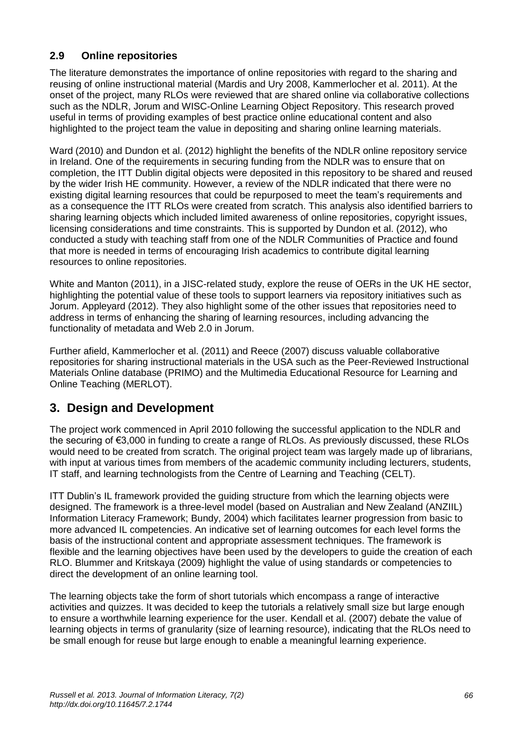### 2.9 Online repositories

The literature demonstrates the importance of online repositories with regard to the sharing and reusing of online instructional material (Mardis and Ury 2008, Kammerlocher et al. 2011). At the onset of the project, many RLOs were reviewed that are shared online via collaborative collections such as the NDLR, Jorum and WISC-Online Learning Object Repository. This research proved useful in terms of providing examples of best practice online educational content and also highlighted to the project team the value in depositing and sharing online learning materials.

Ward (2010) and Dundon et al. (2012) highlight the benefits of the NDLR online repository service in Ireland. One of the requirements in securing funding from the NDLR was to ensure that on completion, the ITT Dublin digital objects were deposited in this repository to be shared and reused by the wider Irish HE community. However, a review of the NDLR indicated that there were no existing digital learning resources that could be repurposed to meet the team's requirements and as a consequence the ITT RLOs were created from scratch. This analysis also identified barriers to sharing learning objects which included limited awareness of online repositories, copyright issues, licensing considerations and time constraints. This is supported by Dundon et al. (2012), who conducted a study with teaching staff from one of the NDLR Communities of Practice and found that more is needed in terms of encouraging Irish academics to contribute digital learning resources to online repositories.

White and Manton (2011), in a JISC-related study, explore the reuse of OERs in the UK HE sector, highlighting the potential value of these tools to support learners via repository initiatives such as Jorum. Appleyard (2012). They also highlight some of the other issues that repositories need to address in terms of enhancing the sharing of learning resources, including advancing the functionality of metadata and Web 2.0 in Jorum.

Further afield, Kammerlocher et al. (2011) and Reece (2007) discuss valuable collaborative repositories for sharing instructional materials in the USA such as the Peer-Reviewed Instructional Materials Online database (PRIMO) and the Multimedia Educational Resource for Learning and Online Teaching (MERLOT).

## 3. Design and Development

The project work commenced in April 2010 following the successful application to the NDLR and the securing of €3,000 in funding to create a range of RLOs. As previously discussed, these RLOs would need to be created from scratch. The original project team was largely made up of librarians, with input at various times from members of the academic community including lecturers, students, IT staff, and learning technologists from the Centre of Learning and Teaching (CELT).

ITT Dublin's IL framework provided the guiding structure from which the learning objects were designed. The framework is a three-level model (based on Australian and New Zealand (ANZIIL) Information Literacy Framework; Bundy, 2004) which facilitates learner progression from basic to more advanced IL competencies. An indicative set of learning outcomes for each level forms the basis of the instructional content and appropriate assessment techniques. The framework is flexible and the learning objectives have been used by the developers to guide the creation of each RLO. Blummer and Kritskaya (2009) highlight the value of using standards or competencies to direct the development of an online learning tool.

The learning objects take the form of short tutorials which encompass a range of interactive activities and quizzes. It was decided to keep the tutorials a relatively small size but large enough to ensure a worthwhile learning experience for the user. Kendall et al. (2007) debate the value of learning objects in terms of granularity (size of learning resource), indicating that the RLOs need to be small enough for reuse but large enough to enable a meaningful learning experience.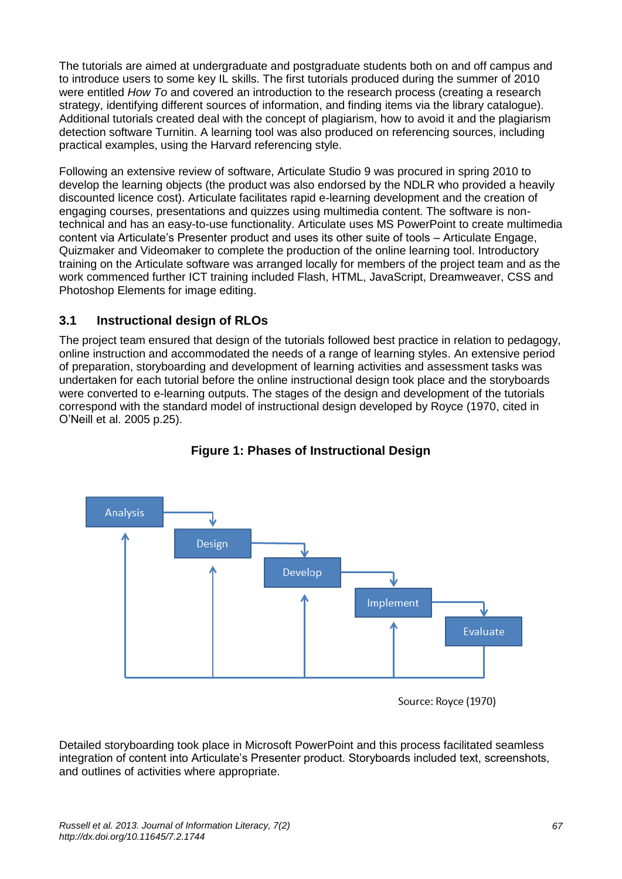The tutorials are aimed at undergraduate and postgraduate students both on and off campus and to introduce users to some key IL skills. The first tutorials produced during the summer of 2010 were entitled *How To* and covered an introduction to the research process (creating a research strategy, identifying different sources of information, and finding items via the library catalogue). Additional tutorials created deal with the concept of plagiarism, how to avoid it and the plagiarism detection software Turnitin. A learning tool was also produced on referencing sources, including practical examples, using the Harvard referencing style.

Following an extensive review of software, Articulate Studio 9 was procured in spring 2010 to develop the learning objects (the product was also endorsed by the NDLR who provided a heavily discounted licence cost). Articulate facilitates rapid e-learning development and the creation of engaging courses, presentations and quizzes using multimedia content. The software is non-technical and has an easy-to-use functionality. Articulate uses MS PowerPoint to create multimedia content via Articulate's Presenter product and uses its other suite of tools – Articulate Engage, Quizmaker and Videomaker to complete the production of the online learning tool. Introductory training on the Articulate software was arranged locally for members of the project team and as the work commenced further ICT training included Flash, HTML, JavaScript, Dreamweaver, CSS and Photoshop Elements for image editing.

### 3.1 Instructional design of RLOs

The project team ensured that design of the tutorials followed best practice in relation to pedagogy, online instruction and accommodated the needs of a range of learning styles. An extensive period of preparation, storyboarding and development of learning activities and assessment tasks was undertaken for each tutorial before the online instructional design took place and the storyboards were converted to e-learning outputs. The stages of the design and development of the tutorials correspond with the standard model of instructional design developed by Royce (1970, cited in O'Neill et al. 2005 p.25).

**Figure 1: Phases of Instructional Design**

Analysis → Design → Develop → Implement → Evaluate

Source: Royce (1970)

Detailed storyboarding took place in Microsoft PowerPoint and this process facilitated seamless integration of content into Articulate's Presenter product. Storyboards included text, screenshots, and outlines of activities where appropriate.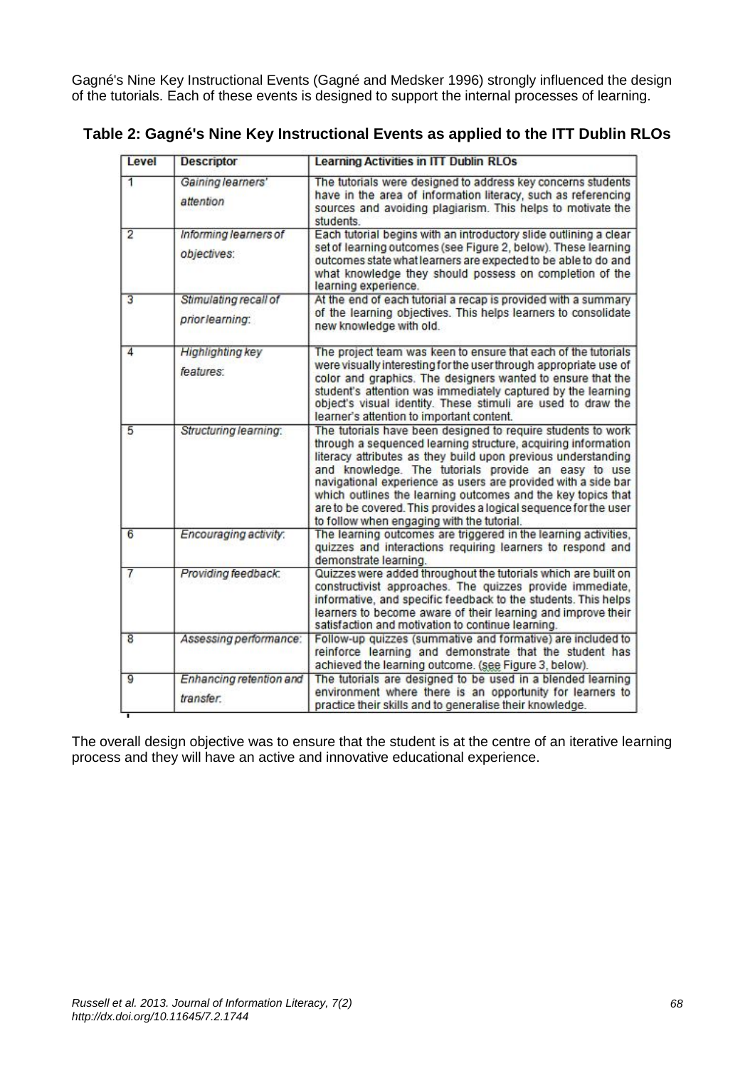Gagné's Nine Key Instructional Events (Gagné and Medsker 1996) strongly influenced the design of the tutorials. Each of these events is designed to support the internal processes of learning.

**Table 2: Gagné's Nine Key Instructional Events as applied to the ITT Dublin RLOs**

| Level | Descriptor | Learning Activities in ITT Dublin RLOs |
|---|---|---|
| 1 | *Gaining learners' attention* | The tutorials were designed to address key concerns students have in the area of information literacy, such as referencing sources and avoiding plagiarism. This helps to motivate the students. |
| 2 | *Informing learners of objectives:* | Each tutorial begins with an introductory slide outlining a clear set of learning outcomes (see Figure 2, below). These learning outcomes state what learners are expected to be able to do and what knowledge they should possess on completion of the learning experience. |
| 3 | *Stimulating recall of prior learning:* | At the end of each tutorial a recap is provided with a summary of the learning objectives. This helps learners to consolidate new knowledge with old. |
| 4 | *Highlighting key features:* | The project team was keen to ensure that each of the tutorials were visually interesting for the user through appropriate use of color and graphics. The designers wanted to ensure that the student's attention was immediately captured by the learning object's visual identity. These stimuli are used to draw the learner's attention to important content. |
| 5 | *Structuring learning:* | The tutorials have been designed to require students to work through a sequenced learning structure, acquiring information literacy attributes as they build upon previous understanding and knowledge. The tutorials provide an easy to use navigational experience as users are provided with a side bar which outlines the learning outcomes and the key topics that are to be covered. This provides a logical sequence for the user to follow when engaging with the tutorial. |
| 6 | *Encouraging activity:* | The learning outcomes are triggered in the learning activities, quizzes and interactions requiring learners to respond and demonstrate learning. |
| 7 | *Providing feedback:* | Quizzes were added throughout the tutorials which are built on constructivist approaches. The quizzes provide immediate, informative, and specific feedback to the students. This helps learners to become aware of their learning and improve their satisfaction and motivation to continue learning. |
| 8 | *Assessing performance:* | Follow-up quizzes (summative and formative) are included to reinforce learning and demonstrate that the student has achieved the learning outcome. (see Figure 3, below). |
| 9 | *Enhancing retention and transfer:* | The tutorials are designed to be used in a blended learning environment where there is an opportunity for learners to practice their skills and to generalise their knowledge. |

The overall design objective was to ensure that the student is at the centre of an iterative learning process and they will have an active and innovative educational experience.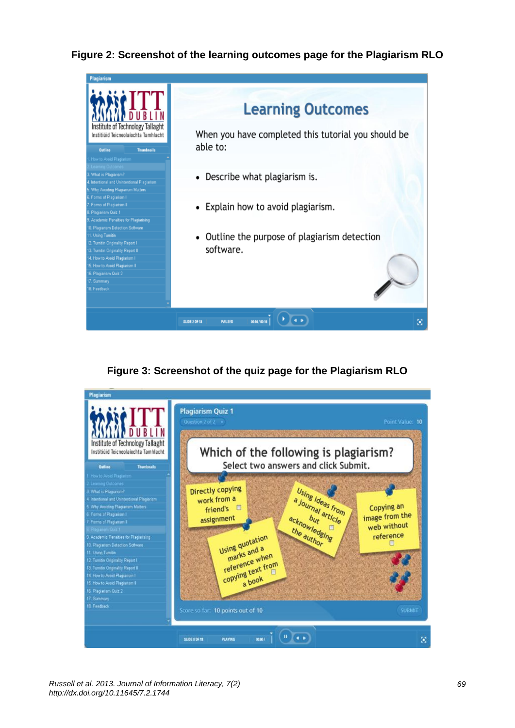**Figure 2: Screenshot of the learning outcomes page for the Plagiarism RLO**

**Figure 3: Screenshot of the quiz page for the Plagiarism RLO**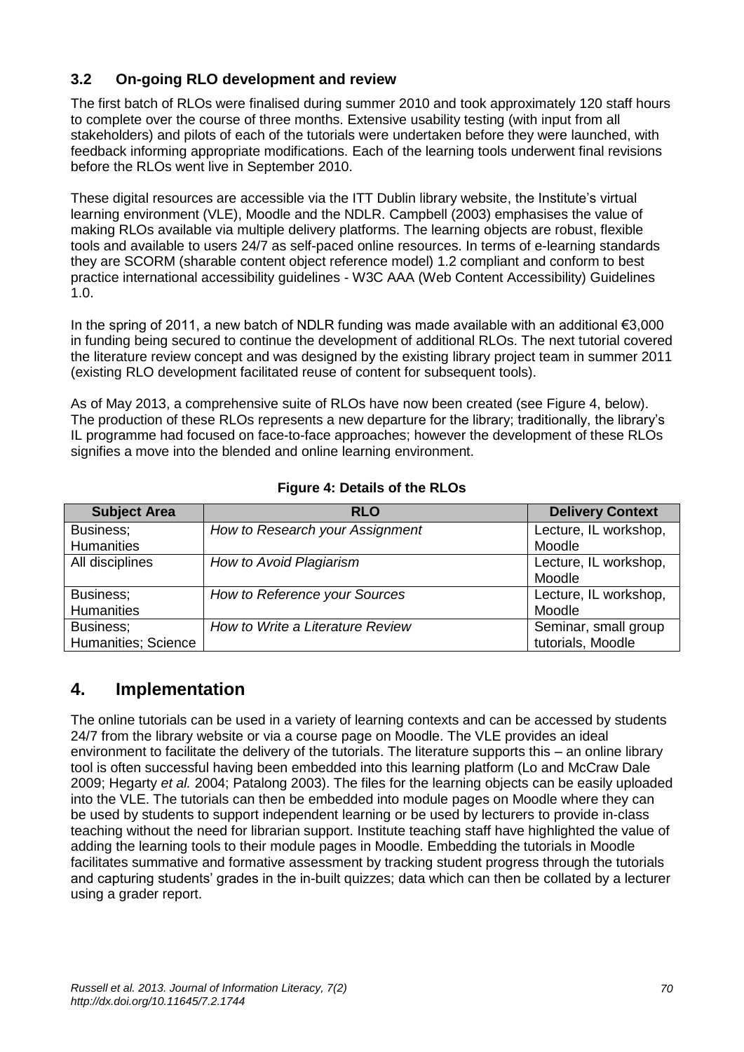### 3.2 On-going RLO development and review

The first batch of RLOs were finalised during summer 2010 and took approximately 120 staff hours to complete over the course of three months. Extensive usability testing (with input from all stakeholders) and pilots of each of the tutorials were undertaken before they were launched, with feedback informing appropriate modifications. Each of the learning tools underwent final revisions before the RLOs went live in September 2010.

These digital resources are accessible via the ITT Dublin library website, the Institute's virtual learning environment (VLE), Moodle and the NDLR. Campbell (2003) emphasises the value of making RLOs available via multiple delivery platforms. The learning objects are robust, flexible tools and available to users 24/7 as self-paced online resources. In terms of e-learning standards they are SCORM (sharable content object reference model) 1.2 compliant and conform to best practice international accessibility guidelines - W3C AAA (Web Content Accessibility) Guidelines 1.0.

In the spring of 2011, a new batch of NDLR funding was made available with an additional €3,000 in funding being secured to continue the development of additional RLOs. The next tutorial covered the literature review concept and was designed by the existing library project team in summer 2011 (existing RLO development facilitated reuse of content for subsequent tools).

As of May 2013, a comprehensive suite of RLOs have now been created (see Figure 4, below). The production of these RLOs represents a new departure for the library; traditionally, the library's IL programme had focused on face-to-face approaches; however the development of these RLOs signifies a move into the blended and online learning environment.

**Figure 4: Details of the RLOs**

| Subject Area | RLO | Delivery Context |
|---|---|---|
| Business; Humanities | *How to Research your Assignment* | Lecture, IL workshop, Moodle |
| All disciplines | *How to Avoid Plagiarism* | Lecture, IL workshop, Moodle |
| Business; Humanities | *How to Reference your Sources* | Lecture, IL workshop, Moodle |
| Business; Humanities; Science | *How to Write a Literature Review* | Seminar, small group tutorials, Moodle |

## 4. Implementation

The online tutorials can be used in a variety of learning contexts and can be accessed by students 24/7 from the library website or via a course page on Moodle. The VLE provides an ideal environment to facilitate the delivery of the tutorials. The literature supports this – an online library tool is often successful having been embedded into this learning platform (Lo and McCraw Dale 2009; Hegarty *et al.* 2004; Patalong 2003). The files for the learning objects can be easily uploaded into the VLE. The tutorials can then be embedded into module pages on Moodle where they can be used by students to support independent learning or be used by lecturers to provide in-class teaching without the need for librarian support. Institute teaching staff have highlighted the value of adding the learning tools to their module pages in Moodle. Embedding the tutorials in Moodle facilitates summative and formative assessment by tracking student progress through the tutorials and capturing students' grades in the in-built quizzes; data which can then be collated by a lecturer using a grader report.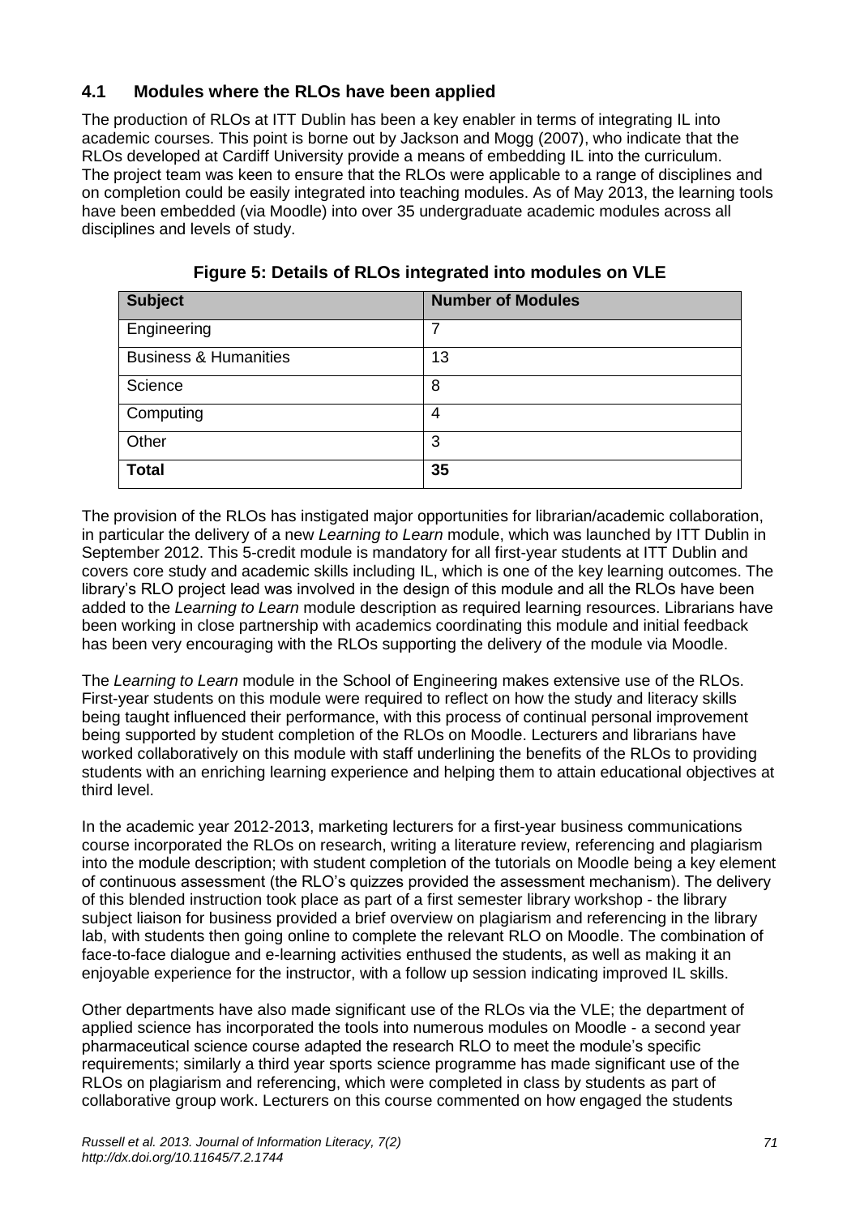### 4.1 Modules where the RLOs have been applied

The production of RLOs at ITT Dublin has been a key enabler in terms of integrating IL into academic courses. This point is borne out by Jackson and Mogg (2007), who indicate that the RLOs developed at Cardiff University provide a means of embedding IL into the curriculum. The project team was keen to ensure that the RLOs were applicable to a range of disciplines and on completion could be easily integrated into teaching modules. As of May 2013, the learning tools have been embedded (via Moodle) into over 35 undergraduate academic modules across all disciplines and levels of study.

**Figure 5: Details of RLOs integrated into modules on VLE**

| Subject | Number of Modules |
|---|---|
| Engineering | 7 |
| Business & Humanities | 13 |
| Science | 8 |
| Computing | 4 |
| Other | 3 |
| **Total** | **35** |

The provision of the RLOs has instigated major opportunities for librarian/academic collaboration, in particular the delivery of a new *Learning to Learn* module, which was launched by ITT Dublin in September 2012. This 5-credit module is mandatory for all first-year students at ITT Dublin and covers core study and academic skills including IL, which is one of the key learning outcomes. The library's RLO project lead was involved in the design of this module and all the RLOs have been added to the *Learning to Learn* module description as required learning resources. Librarians have been working in close partnership with academics coordinating this module and initial feedback has been very encouraging with the RLOs supporting the delivery of the module via Moodle.

The *Learning to Learn* module in the School of Engineering makes extensive use of the RLOs. First-year students on this module were required to reflect on how the study and literacy skills being taught influenced their performance, with this process of continual personal improvement being supported by student completion of the RLOs on Moodle. Lecturers and librarians have worked collaboratively on this module with staff underlining the benefits of the RLOs to providing students with an enriching learning experience and helping them to attain educational objectives at third level.

In the academic year 2012-2013, marketing lecturers for a first-year business communications course incorporated the RLOs on research, writing a literature review, referencing and plagiarism into the module description; with student completion of the tutorials on Moodle being a key element of continuous assessment (the RLO's quizzes provided the assessment mechanism). The delivery of this blended instruction took place as part of a first semester library workshop - the library subject liaison for business provided a brief overview on plagiarism and referencing in the library lab, with students then going online to complete the relevant RLO on Moodle. The combination of face-to-face dialogue and e-learning activities enthused the students, as well as making it an enjoyable experience for the instructor, with a follow up session indicating improved IL skills.

Other departments have also made significant use of the RLOs via the VLE; the department of applied science has incorporated the tools into numerous modules on Moodle - a second year pharmaceutical science course adapted the research RLO to meet the module's specific requirements; similarly a third year sports science programme has made significant use of the RLOs on plagiarism and referencing, which were completed in class by students as part of collaborative group work. Lecturers on this course commented on how engaged the students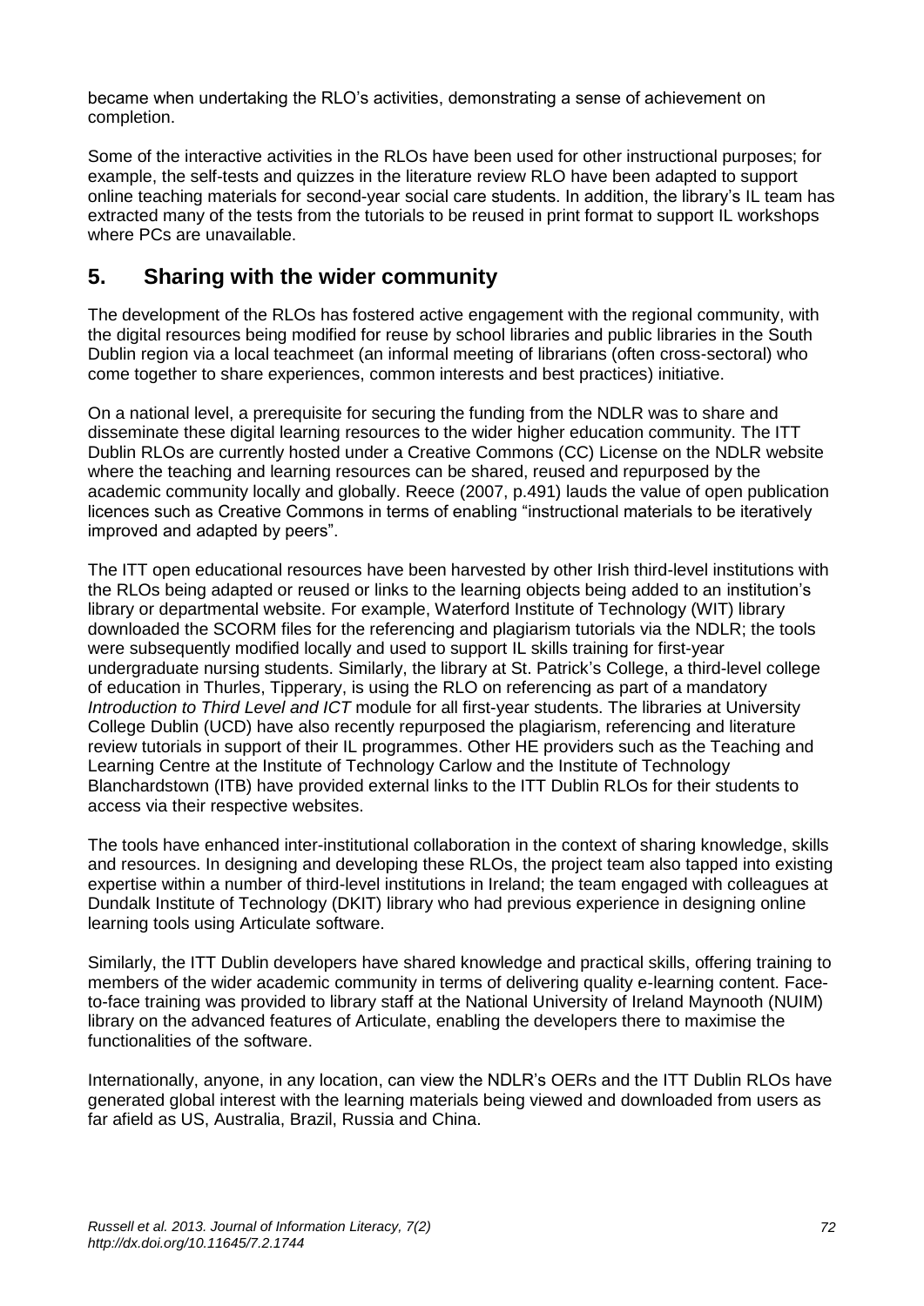became when undertaking the RLO's activities, demonstrating a sense of achievement on completion.

Some of the interactive activities in the RLOs have been used for other instructional purposes; for example, the self-tests and quizzes in the literature review RLO have been adapted to support online teaching materials for second-year social care students. In addition, the library's IL team has extracted many of the tests from the tutorials to be reused in print format to support IL workshops where PCs are unavailable.

## 5. Sharing with the wider community

The development of the RLOs has fostered active engagement with the regional community, with the digital resources being modified for reuse by school libraries and public libraries in the South Dublin region via a local teachmeet (an informal meeting of librarians (often cross-sectoral) who come together to share experiences, common interests and best practices) initiative.

On a national level, a prerequisite for securing the funding from the NDLR was to share and disseminate these digital learning resources to the wider higher education community. The ITT Dublin RLOs are currently hosted under a Creative Commons (CC) License on the NDLR website where the teaching and learning resources can be shared, reused and repurposed by the academic community locally and globally. Reece (2007, p.491) lauds the value of open publication licences such as Creative Commons in terms of enabling "instructional materials to be iteratively improved and adapted by peers".

The ITT open educational resources have been harvested by other Irish third-level institutions with the RLOs being adapted or reused or links to the learning objects being added to an institution's library or departmental website. For example, Waterford Institute of Technology (WIT) library downloaded the SCORM files for the referencing and plagiarism tutorials via the NDLR; the tools were subsequently modified locally and used to support IL skills training for first-year undergraduate nursing students. Similarly, the library at St. Patrick's College, a third-level college of education in Thurles, Tipperary, is using the RLO on referencing as part of a mandatory *Introduction to Third Level and ICT* module for all first-year students. The libraries at University College Dublin (UCD) have also recently repurposed the plagiarism, referencing and literature review tutorials in support of their IL programmes. Other HE providers such as the Teaching and Learning Centre at the Institute of Technology Carlow and the Institute of Technology Blanchardstown (ITB) have provided external links to the ITT Dublin RLOs for their students to access via their respective websites.

The tools have enhanced inter-institutional collaboration in the context of sharing knowledge, skills and resources. In designing and developing these RLOs, the project team also tapped into existing expertise within a number of third-level institutions in Ireland; the team engaged with colleagues at Dundalk Institute of Technology (DKIT) library who had previous experience in designing online learning tools using Articulate software.

Similarly, the ITT Dublin developers have shared knowledge and practical skills, offering training to members of the wider academic community in terms of delivering quality e-learning content. Face-to-face training was provided to library staff at the National University of Ireland Maynooth (NUIM) library on the advanced features of Articulate, enabling the developers there to maximise the functionalities of the software.

Internationally, anyone, in any location, can view the NDLR's OERs and the ITT Dublin RLOs have generated global interest with the learning materials being viewed and downloaded from users as far afield as US, Australia, Brazil, Russia and China.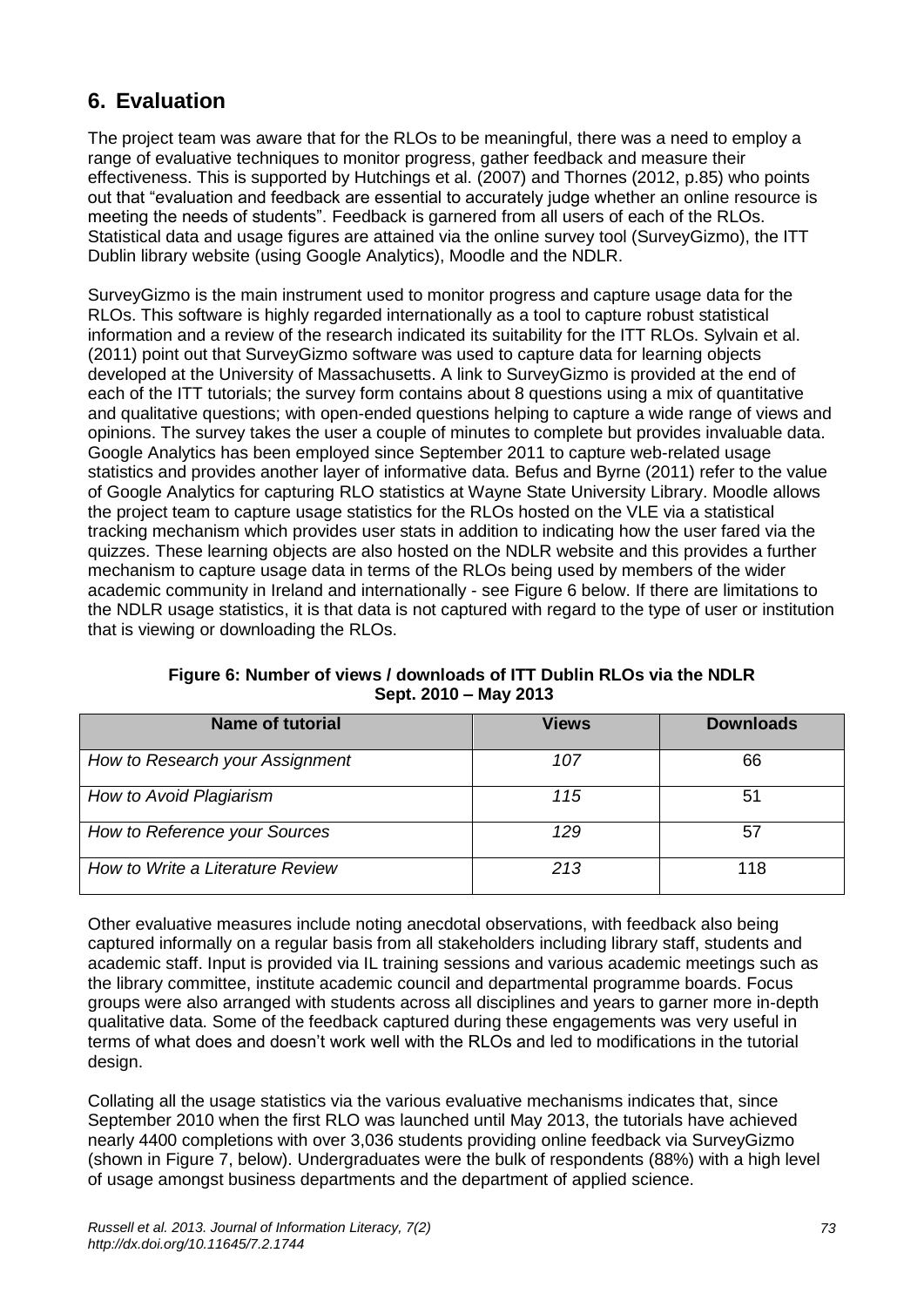## 6. Evaluation

The project team was aware that for the RLOs to be meaningful, there was a need to employ a range of evaluative techniques to monitor progress, gather feedback and measure their effectiveness. This is supported by Hutchings et al. (2007) and Thornes (2012, p.85) who points out that "evaluation and feedback are essential to accurately judge whether an online resource is meeting the needs of students". Feedback is garnered from all users of each of the RLOs. Statistical data and usage figures are attained via the online survey tool (SurveyGizmo), the ITT Dublin library website (using Google Analytics), Moodle and the NDLR.

SurveyGizmo is the main instrument used to monitor progress and capture usage data for the RLOs. This software is highly regarded internationally as a tool to capture robust statistical information and a review of the research indicated its suitability for the ITT RLOs. Sylvain et al. (2011) point out that SurveyGizmo software was used to capture data for learning objects developed at the University of Massachusetts. A link to SurveyGizmo is provided at the end of each of the ITT tutorials; the survey form contains about 8 questions using a mix of quantitative and qualitative questions; with open-ended questions helping to capture a wide range of views and opinions. The survey takes the user a couple of minutes to complete but provides invaluable data. Google Analytics has been employed since September 2011 to capture web-related usage statistics and provides another layer of informative data. Befus and Byrne (2011) refer to the value of Google Analytics for capturing RLO statistics at Wayne State University Library. Moodle allows the project team to capture usage statistics for the RLOs hosted on the VLE via a statistical tracking mechanism which provides user stats in addition to indicating how the user fared via the quizzes. These learning objects are also hosted on the NDLR website and this provides a further mechanism to capture usage data in terms of the RLOs being used by members of the wider academic community in Ireland and internationally - see Figure 6 below. If there are limitations to the NDLR usage statistics, it is that data is not captured with regard to the type of user or institution that is viewing or downloading the RLOs.

**Figure 6: Number of views / downloads of ITT Dublin RLOs via the NDLR Sept. 2010 – May 2013**

| Name of tutorial | Views | Downloads |
|---|---|---|
| *How to Research your Assignment* | *107* | 66 |
| *How to Avoid Plagiarism* | *115* | 51 |
| *How to Reference your Sources* | *129* | 57 |
| *How to Write a Literature Review* | *213* | 118 |

Other evaluative measures include noting anecdotal observations, with feedback also being captured informally on a regular basis from all stakeholders including library staff, students and academic staff. Input is provided via IL training sessions and various academic meetings such as the library committee, institute academic council and departmental programme boards. Focus groups were also arranged with students across all disciplines and years to garner more in-depth qualitative data. Some of the feedback captured during these engagements was very useful in terms of what does and doesn't work well with the RLOs and led to modifications in the tutorial design.

Collating all the usage statistics via the various evaluative mechanisms indicates that, since September 2010 when the first RLO was launched until May 2013, the tutorials have achieved nearly 4400 completions with over 3,036 students providing online feedback via SurveyGizmo (shown in Figure 7, below). Undergraduates were the bulk of respondents (88%) with a high level of usage amongst business departments and the department of applied science.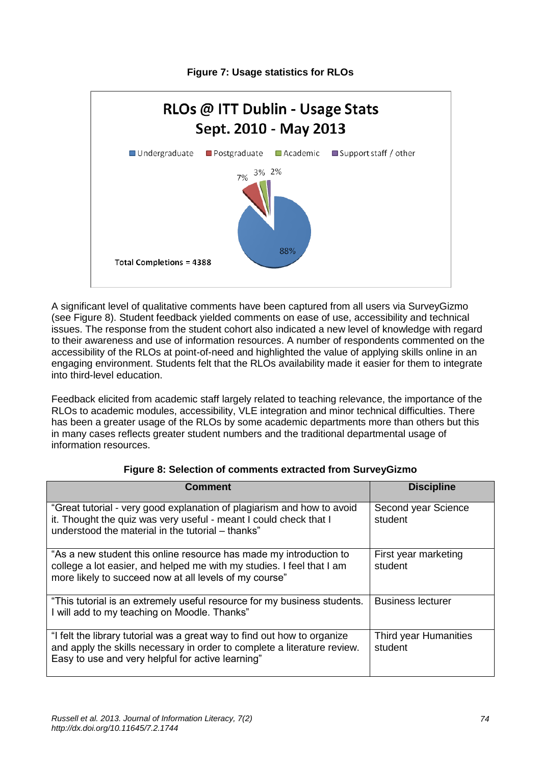**Figure 7: Usage statistics for RLOs**

RLOs @ ITT Dublin - Usage Stats
Sept. 2010 - May 2013

Undergraduate 88% | Postgraduate 7% | Academic 3% | Support staff / other 2%

Total Completions = 4388

A significant level of qualitative comments have been captured from all users via SurveyGizmo (see Figure 8). Student feedback yielded comments on ease of use, accessibility and technical issues. The response from the student cohort also indicated a new level of knowledge with regard to their awareness and use of information resources. A number of respondents commented on the accessibility of the RLOs at point-of-need and highlighted the value of applying skills online in an engaging environment. Students felt that the RLOs availability made it easier for them to integrate into third-level education.

Feedback elicited from academic staff largely related to teaching relevance, the importance of the RLOs to academic modules, accessibility, VLE integration and minor technical difficulties. There has been a greater usage of the RLOs by some academic departments more than others but this in many cases reflects greater student numbers and the traditional departmental usage of information resources.

**Figure 8: Selection of comments extracted from SurveyGizmo**

| Comment | Discipline |
|---|---|
| "Great tutorial - very good explanation of plagiarism and how to avoid it. Thought the quiz was very useful - meant I could check that I understood the material in the tutorial – thanks" | Second year Science student |
| "As a new student this online resource has made my introduction to college a lot easier, and helped me with my studies. I feel that I am more likely to succeed now at all levels of my course" | First year marketing student |
| "This tutorial is an extremely useful resource for my business students. I will add to my teaching on Moodle. Thanks" | Business lecturer |
| "I felt the library tutorial was a great way to find out how to organize and apply the skills necessary in order to complete a literature review. Easy to use and very helpful for active learning" | Third year Humanities student |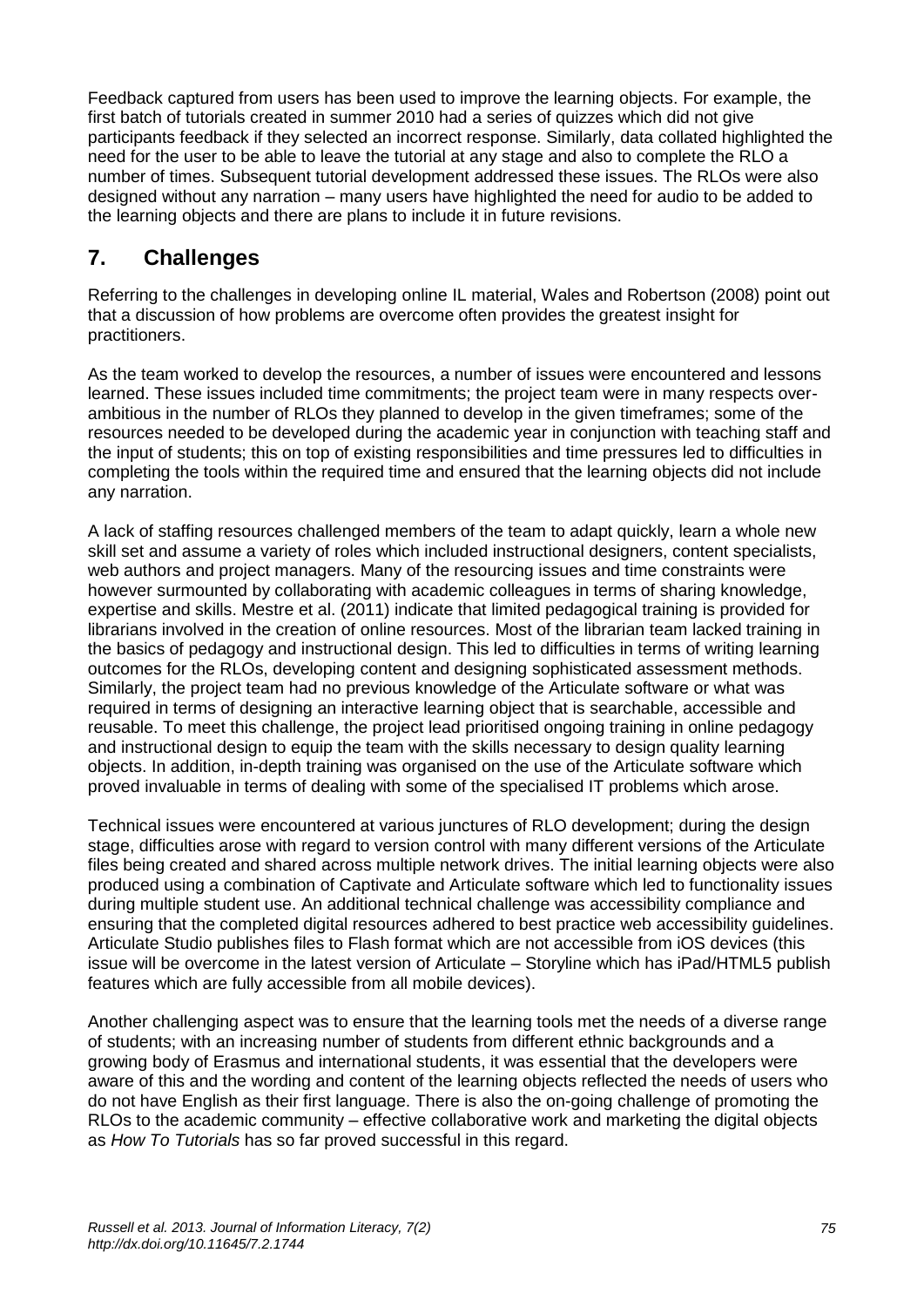Feedback captured from users has been used to improve the learning objects. For example, the first batch of tutorials created in summer 2010 had a series of quizzes which did not give participants feedback if they selected an incorrect response. Similarly, data collated highlighted the need for the user to be able to leave the tutorial at any stage and also to complete the RLO a number of times. Subsequent tutorial development addressed these issues. The RLOs were also designed without any narration – many users have highlighted the need for audio to be added to the learning objects and there are plans to include it in future revisions.

## 7. Challenges

Referring to the challenges in developing online IL material, Wales and Robertson (2008) point out that a discussion of how problems are overcome often provides the greatest insight for practitioners.

As the team worked to develop the resources, a number of issues were encountered and lessons learned. These issues included time commitments; the project team were in many respects over-ambitious in the number of RLOs they planned to develop in the given timeframes; some of the resources needed to be developed during the academic year in conjunction with teaching staff and the input of students; this on top of existing responsibilities and time pressures led to difficulties in completing the tools within the required time and ensured that the learning objects did not include any narration.

A lack of staffing resources challenged members of the team to adapt quickly, learn a whole new skill set and assume a variety of roles which included instructional designers, content specialists, web authors and project managers. Many of the resourcing issues and time constraints were however surmounted by collaborating with academic colleagues in terms of sharing knowledge, expertise and skills. Mestre et al. (2011) indicate that limited pedagogical training is provided for librarians involved in the creation of online resources. Most of the librarian team lacked training in the basics of pedagogy and instructional design. This led to difficulties in terms of writing learning outcomes for the RLOs, developing content and designing sophisticated assessment methods. Similarly, the project team had no previous knowledge of the Articulate software or what was required in terms of designing an interactive learning object that is searchable, accessible and reusable. To meet this challenge, the project lead prioritised ongoing training in online pedagogy and instructional design to equip the team with the skills necessary to design quality learning objects. In addition, in-depth training was organised on the use of the Articulate software which proved invaluable in terms of dealing with some of the specialised IT problems which arose.

Technical issues were encountered at various junctures of RLO development; during the design stage, difficulties arose with regard to version control with many different versions of the Articulate files being created and shared across multiple network drives. The initial learning objects were also produced using a combination of Captivate and Articulate software which led to functionality issues during multiple student use. An additional technical challenge was accessibility compliance and ensuring that the completed digital resources adhered to best practice web accessibility guidelines. Articulate Studio publishes files to Flash format which are not accessible from iOS devices (this issue will be overcome in the latest version of Articulate – Storyline which has iPad/HTML5 publish features which are fully accessible from all mobile devices).

Another challenging aspect was to ensure that the learning tools met the needs of a diverse range of students; with an increasing number of students from different ethnic backgrounds and a growing body of Erasmus and international students, it was essential that the developers were aware of this and the wording and content of the learning objects reflected the needs of users who do not have English as their first language. There is also the on-going challenge of promoting the RLOs to the academic community – effective collaborative work and marketing the digital objects as *How To Tutorials* has so far proved successful in this regard.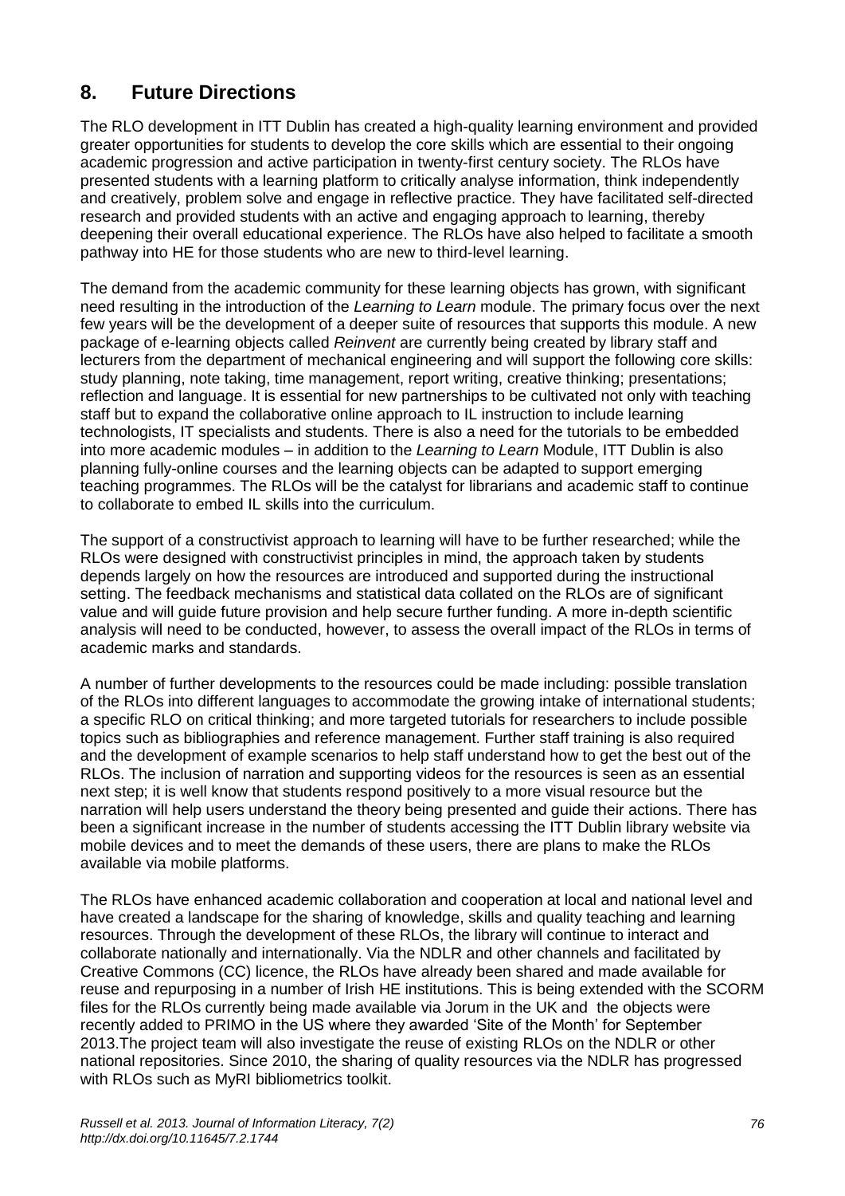## 8. Future Directions

The RLO development in ITT Dublin has created a high-quality learning environment and provided greater opportunities for students to develop the core skills which are essential to their ongoing academic progression and active participation in twenty-first century society. The RLOs have presented students with a learning platform to critically analyse information, think independently and creatively, problem solve and engage in reflective practice. They have facilitated self-directed research and provided students with an active and engaging approach to learning, thereby deepening their overall educational experience. The RLOs have also helped to facilitate a smooth pathway into HE for those students who are new to third-level learning.

The demand from the academic community for these learning objects has grown, with significant need resulting in the introduction of the *Learning to Learn* module. The primary focus over the next few years will be the development of a deeper suite of resources that supports this module. A new package of e-learning objects called *Reinvent* are currently being created by library staff and lecturers from the department of mechanical engineering and will support the following core skills: study planning, note taking, time management, report writing, creative thinking; presentations; reflection and language. It is essential for new partnerships to be cultivated not only with teaching staff but to expand the collaborative online approach to IL instruction to include learning technologists, IT specialists and students. There is also a need for the tutorials to be embedded into more academic modules – in addition to the *Learning to Learn* Module, ITT Dublin is also planning fully-online courses and the learning objects can be adapted to support emerging teaching programmes. The RLOs will be the catalyst for librarians and academic staff to continue to collaborate to embed IL skills into the curriculum.

The support of a constructivist approach to learning will have to be further researched; while the RLOs were designed with constructivist principles in mind, the approach taken by students depends largely on how the resources are introduced and supported during the instructional setting. The feedback mechanisms and statistical data collated on the RLOs are of significant value and will guide future provision and help secure further funding. A more in-depth scientific analysis will need to be conducted, however, to assess the overall impact of the RLOs in terms of academic marks and standards.

A number of further developments to the resources could be made including: possible translation of the RLOs into different languages to accommodate the growing intake of international students; a specific RLO on critical thinking; and more targeted tutorials for researchers to include possible topics such as bibliographies and reference management. Further staff training is also required and the development of example scenarios to help staff understand how to get the best out of the RLOs. The inclusion of narration and supporting videos for the resources is seen as an essential next step; it is well know that students respond positively to a more visual resource but the narration will help users understand the theory being presented and guide their actions. There has been a significant increase in the number of students accessing the ITT Dublin library website via mobile devices and to meet the demands of these users, there are plans to make the RLOs available via mobile platforms.

The RLOs have enhanced academic collaboration and cooperation at local and national level and have created a landscape for the sharing of knowledge, skills and quality teaching and learning resources. Through the development of these RLOs, the library will continue to interact and collaborate nationally and internationally. Via the NDLR and other channels and facilitated by Creative Commons (CC) licence, the RLOs have already been shared and made available for reuse and repurposing in a number of Irish HE institutions. This is being extended with the SCORM files for the RLOs currently being made available via Jorum in the UK and the objects were recently added to PRIMO in the US where they awarded 'Site of the Month' for September 2013.The project team will also investigate the reuse of existing RLOs on the NDLR or other national repositories. Since 2010, the sharing of quality resources via the NDLR has progressed with RLOs such as MyRI bibliometrics toolkit.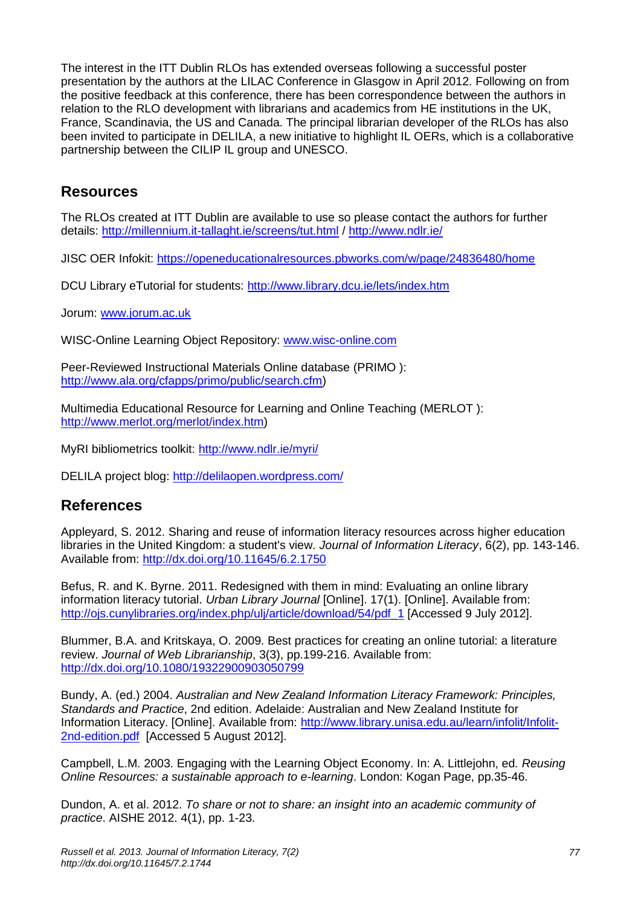The interest in the ITT Dublin RLOs has extended overseas following a successful poster presentation by the authors at the LILAC Conference in Glasgow in April 2012. Following on from the positive feedback at this conference, there has been correspondence between the authors in relation to the RLO development with librarians and academics from HE institutions in the UK, France, Scandinavia, the US and Canada. The principal librarian developer of the RLOs has also been invited to participate in DELILA, a new initiative to highlight IL OERs, which is a collaborative partnership between the CILIP IL group and UNESCO.

## Resources

The RLOs created at ITT Dublin are available to use so please contact the authors for further details: http://millennium.it-tallaght.ie/screens/tut.html / http://www.ndlr.ie/

JISC OER Infokit: https://openeducationalresources.pbworks.com/w/page/24836480/home

DCU Library eTutorial for students: http://www.library.dcu.ie/lets/index.htm

Jorum: www.jorum.ac.uk

WISC-Online Learning Object Repository: www.wisc-online.com

Peer-Reviewed Instructional Materials Online database (PRIMO ): http://www.ala.org/cfapps/primo/public/search.cfm)

Multimedia Educational Resource for Learning and Online Teaching (MERLOT ): http://www.merlot.org/merlot/index.htm)

MyRI bibliometrics toolkit: http://www.ndlr.ie/myri/

DELILA project blog: http://delilaopen.wordpress.com/

## References

Appleyard, S. 2012. Sharing and reuse of information literacy resources across higher education libraries in the United Kingdom: a student's view. *Journal of Information Literacy*, 6(2), pp. 143-146. Available from: http://dx.doi.org/10.11645/6.2.1750

Befus, R. and K. Byrne. 2011. Redesigned with them in mind: Evaluating an online library information literacy tutorial. *Urban Library Journal* [Online]. 17(1). [Online]. Available from: http://ojs.cunylibraries.org/index.php/ulj/article/download/54/pdf_1 [Accessed 9 July 2012].

Blummer, B.A. and Kritskaya, O. 2009. Best practices for creating an online tutorial: a literature review. *Journal of Web Librarianship*, 3(3), pp.199-216. Available from: http://dx.doi.org/10.1080/19322900903050799

Bundy, A. (ed.) 2004. *Australian and New Zealand Information Literacy Framework: Principles, Standards and Practice*, 2nd edition. Adelaide: Australian and New Zealand Institute for Information Literacy. [Online]. Available from: http://www.library.unisa.edu.au/learn/infolit/Infolit-2nd-edition.pdf [Accessed 5 August 2012].

Campbell, L.M. 2003. Engaging with the Learning Object Economy. In: A. Littlejohn, ed. *Reusing Online Resources: a sustainable approach to e-learning*. London: Kogan Page, pp.35-46.

Dundon, A. et al. 2012. *To share or not to share: an insight into an academic community of practice*. AISHE 2012. 4(1), pp. 1-23.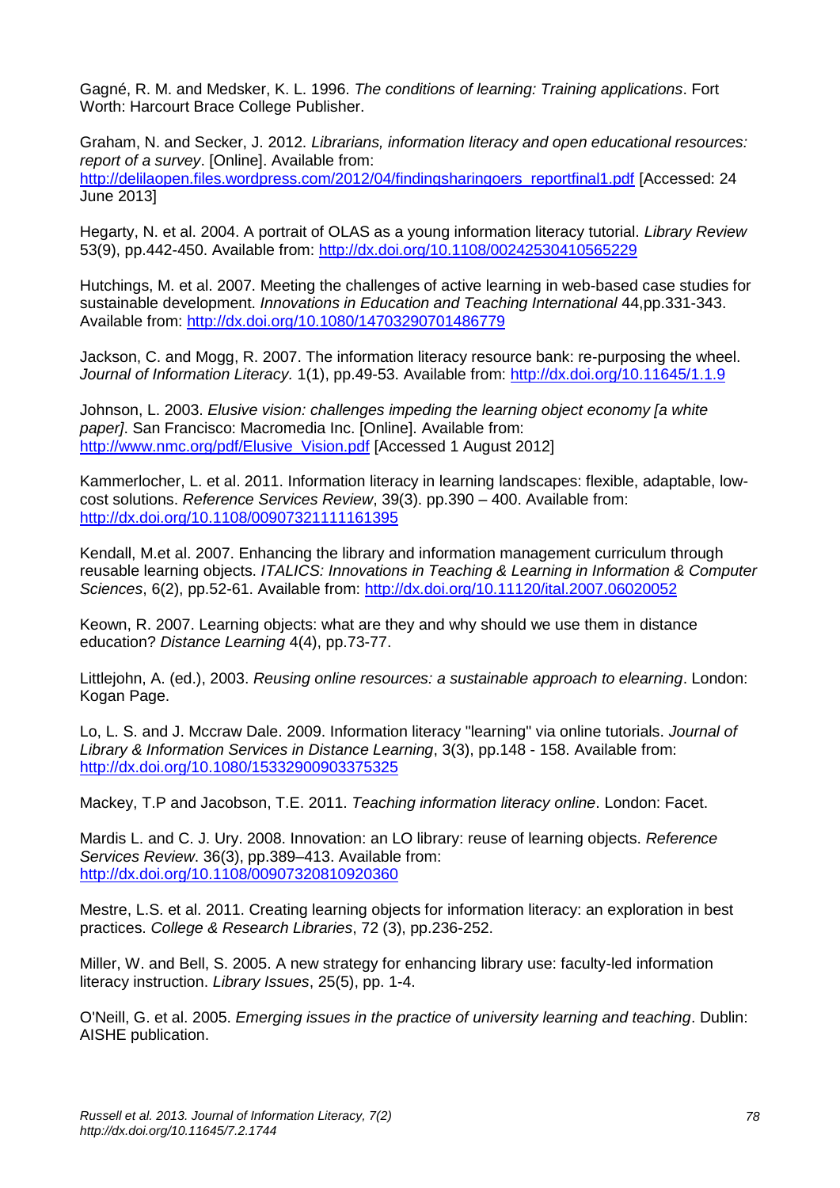Gagné, R. M. and Medsker, K. L. 1996. *The conditions of learning: Training applications*. Fort Worth: Harcourt Brace College Publisher.

Graham, N. and Secker, J. 2012. *Librarians, information literacy and open educational resources: report of a survey*. [Online]. Available from: http://delilaopen.files.wordpress.com/2012/04/findingsharingoers_reportfinal1.pdf [Accessed: 24 June 2013]

Hegarty, N. et al. 2004. A portrait of OLAS as a young information literacy tutorial. *Library Review* 53(9), pp.442-450. Available from: http://dx.doi.org/10.1108/00242530410565229

Hutchings, M. et al. 2007. Meeting the challenges of active learning in web-based case studies for sustainable development. *Innovations in Education and Teaching International* 44,pp.331-343. Available from: http://dx.doi.org/10.1080/14703290701486779

Jackson, C. and Mogg, R. 2007. The information literacy resource bank: re-purposing the wheel. *Journal of Information Literacy.* 1(1), pp.49-53. Available from: http://dx.doi.org/10.11645/1.1.9

Johnson, L. 2003. *Elusive vision: challenges impeding the learning object economy [a white paper]*. San Francisco: Macromedia Inc. [Online]. Available from: http://www.nmc.org/pdf/Elusive_Vision.pdf [Accessed 1 August 2012]

Kammerlocher, L. et al. 2011. Information literacy in learning landscapes: flexible, adaptable, low-cost solutions. *Reference Services Review*, 39(3). pp.390 – 400. Available from: http://dx.doi.org/10.1108/00907321111161395

Kendall, M.et al. 2007. Enhancing the library and information management curriculum through reusable learning objects. *ITALICS: Innovations in Teaching & Learning in Information & Computer Sciences*, 6(2), pp.52-61. Available from: http://dx.doi.org/10.11120/ital.2007.06020052

Keown, R. 2007. Learning objects: what are they and why should we use them in distance education? *Distance Learning* 4(4), pp.73-77.

Littlejohn, A. (ed.), 2003. *Reusing online resources: a sustainable approach to elearning*. London: Kogan Page.

Lo, L. S. and J. Mccraw Dale. 2009. Information literacy "learning" via online tutorials. *Journal of Library & Information Services in Distance Learning*, 3(3), pp.148 - 158. Available from: http://dx.doi.org/10.1080/15332900903375325

Mackey, T.P and Jacobson, T.E. 2011. *Teaching information literacy online*. London: Facet.

Mardis L. and C. J. Ury. 2008. Innovation: an LO library: reuse of learning objects. *Reference Services Review*. 36(3), pp.389–413. Available from: http://dx.doi.org/10.1108/00907320810920360

Mestre, L.S. et al. 2011. Creating learning objects for information literacy: an exploration in best practices. *College & Research Libraries*, 72 (3), pp.236-252.

Miller, W. and Bell, S. 2005. A new strategy for enhancing library use: faculty-led information literacy instruction. *Library Issues*, 25(5), pp. 1-4.

O'Neill, G. et al. 2005. *Emerging issues in the practice of university learning and teaching*. Dublin: AISHE publication.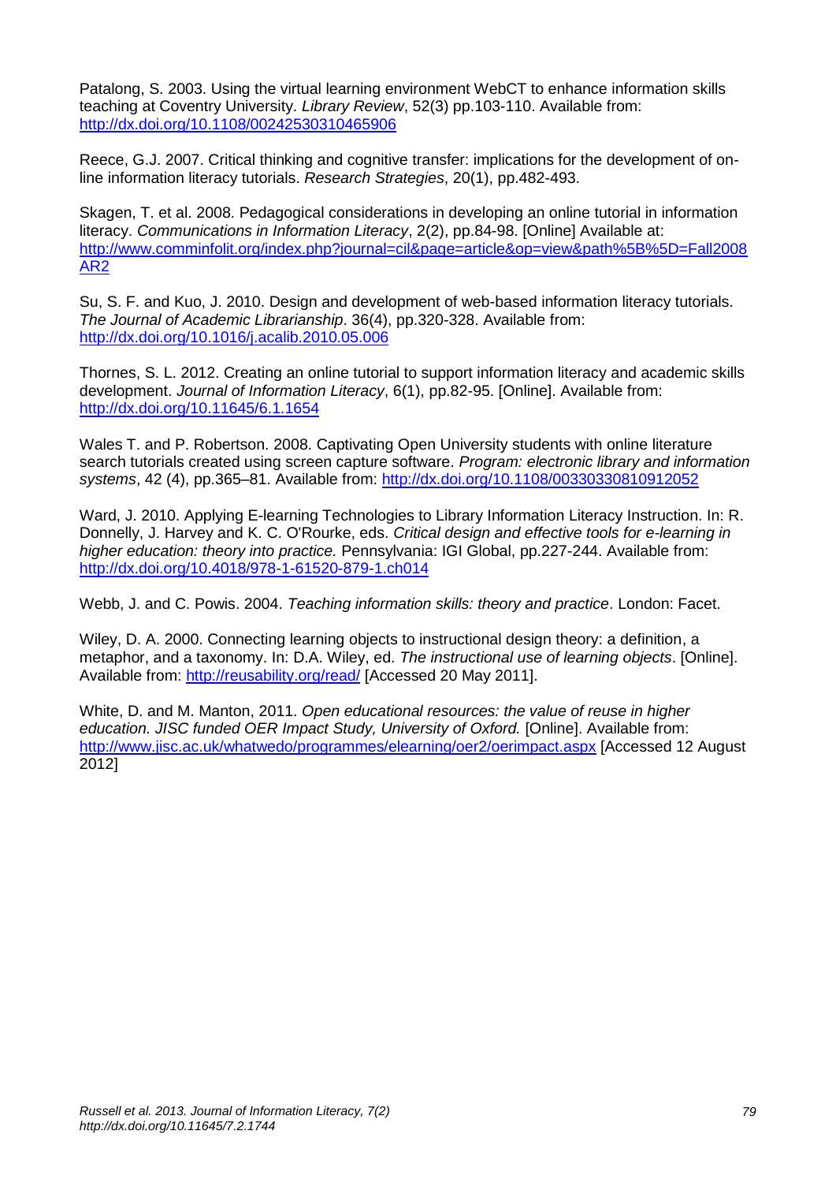Patalong, S. 2003. Using the virtual learning environment WebCT to enhance information skills teaching at Coventry University. *Library Review*, 52(3) pp.103-110. Available from: http://dx.doi.org/10.1108/00242530310465906

Reece, G.J. 2007. Critical thinking and cognitive transfer: implications for the development of on-line information literacy tutorials. *Research Strategies*, 20(1), pp.482-493.

Skagen, T. et al. 2008. Pedagogical considerations in developing an online tutorial in information literacy. *Communications in Information Literacy*, 2(2), pp.84-98. [Online] Available at: http://www.comminfolit.org/index.php?journal=cil&page=article&op=view&path%5B%5D=Fall2008AR2

Su, S. F. and Kuo, J. 2010. Design and development of web-based information literacy tutorials. *The Journal of Academic Librarianship*. 36(4), pp.320-328. Available from: http://dx.doi.org/10.1016/j.acalib.2010.05.006

Thornes, S. L. 2012. Creating an online tutorial to support information literacy and academic skills development. *Journal of Information Literacy*, 6(1), pp.82-95. [Online]. Available from: http://dx.doi.org/10.11645/6.1.1654

Wales T. and P. Robertson. 2008. Captivating Open University students with online literature search tutorials created using screen capture software. *Program: electronic library and information systems*, 42 (4), pp.365–81. Available from: http://dx.doi.org/10.1108/00330330810912052

Ward, J. 2010. Applying E-learning Technologies to Library Information Literacy Instruction. In: R. Donnelly, J. Harvey and K. C. O'Rourke, eds. *Critical design and effective tools for e-learning in higher education: theory into practice.* Pennsylvania: IGI Global, pp.227-244. Available from: http://dx.doi.org/10.4018/978-1-61520-879-1.ch014

Webb, J. and C. Powis. 2004. *Teaching information skills: theory and practice*. London: Facet.

Wiley, D. A. 2000. Connecting learning objects to instructional design theory: a definition, a metaphor, and a taxonomy. In: D.A. Wiley, ed. *The instructional use of learning objects*. [Online]. Available from: http://reusability.org/read/ [Accessed 20 May 2011].

White, D. and M. Manton, 2011. *Open educational resources: the value of reuse in higher education. JISC funded OER Impact Study, University of Oxford.* [Online]. Available from: http://www.jisc.ac.uk/whatwedo/programmes/elearning/oer2/oerimpact.aspx [Accessed 12 August 2012]